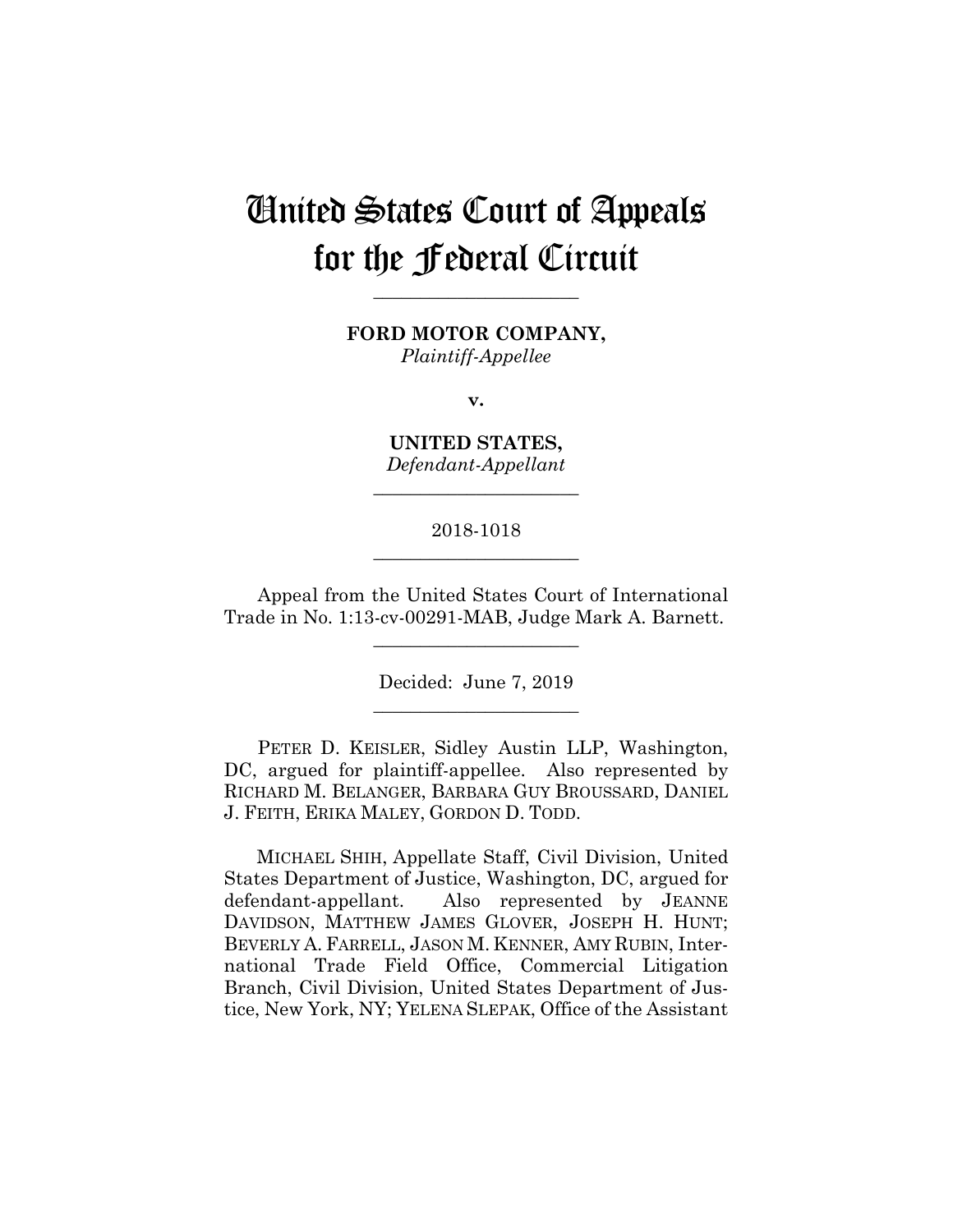# United States Court of Appeals for the Federal Circuit

______________________

**FORD MOTOR COMPANY,**
*Plaintiff-Appellee*

**v.**

**UNITED STATES,**
*Defendant-Appellant*

______________________

2018-1018

______________________

Appeal from the United States Court of International Trade in No. 1:13-cv-00291-MAB, Judge Mark A. Barnett.

______________________

Decided: June 7, 2019

______________________

PETER D. KEISLER, Sidley Austin LLP, Washington, DC, argued for plaintiff-appellee. Also represented by RICHARD M. BELANGER, BARBARA GUY BROUSSARD, DANIEL J. FEITH, ERIKA MALEY, GORDON D. TODD.

MICHAEL SHIH, Appellate Staff, Civil Division, United States Department of Justice, Washington, DC, argued for defendant-appellant. Also represented by JEANNE DAVIDSON, MATTHEW JAMES GLOVER, JOSEPH H. HUNT; BEVERLY A. FARRELL, JASON M. KENNER, AMY RUBIN, International Trade Field Office, Commercial Litigation Branch, Civil Division, United States Department of Justice, New York, NY; YELENA SLEPAK, Office of the Assistant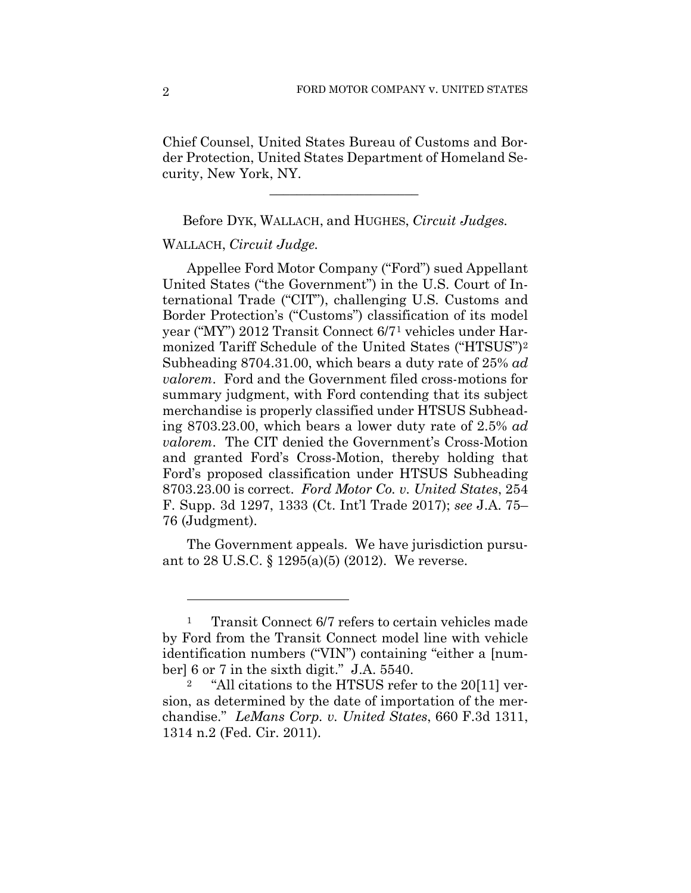Chief Counsel, United States Bureau of Customs and Border Protection, United States Department of Homeland Security, New York, NY.

______________________

Before DYK, WALLACH, and HUGHES, *Circuit Judges.*

WALLACH, *Circuit Judge.*

Appellee Ford Motor Company ("Ford") sued Appellant United States ("the Government") in the U.S. Court of International Trade ("CIT"), challenging U.S. Customs and Border Protection's ("Customs") classification of its model year ("MY") 2012 Transit Connect 6/7[1] vehicles under Harmonized Tariff Schedule of the United States ("HTSUS")[2] Subheading 8704.31.00, which bears a duty rate of 25% *ad valorem*. Ford and the Government filed cross-motions for summary judgment, with Ford contending that its subject merchandise is properly classified under HTSUS Subheading 8703.23.00, which bears a lower duty rate of 2.5% *ad valorem*. The CIT denied the Government's Cross-Motion and granted Ford's Cross-Motion, thereby holding that Ford's proposed classification under HTSUS Subheading 8703.23.00 is correct. *Ford Motor Co. v. United States*, 254 F. Supp. 3d 1297, 1333 (Ct. Int'l Trade 2017); *see* J.A. 75–76 (Judgment).

The Government appeals. We have jurisdiction pursuant to 28 U.S.C. § 1295(a)(5) (2012). We reverse.

---

[1] Transit Connect 6/7 refers to certain vehicles made by Ford from the Transit Connect model line with vehicle identification numbers ("VIN") containing "either a [number] 6 or 7 in the sixth digit." J.A. 5540.

[2] "All citations to the HTSUS refer to the 20[11] version, as determined by the date of importation of the merchandise." *LeMans Corp. v. United States*, 660 F.3d 1311, 1314 n.2 (Fed. Cir. 2011).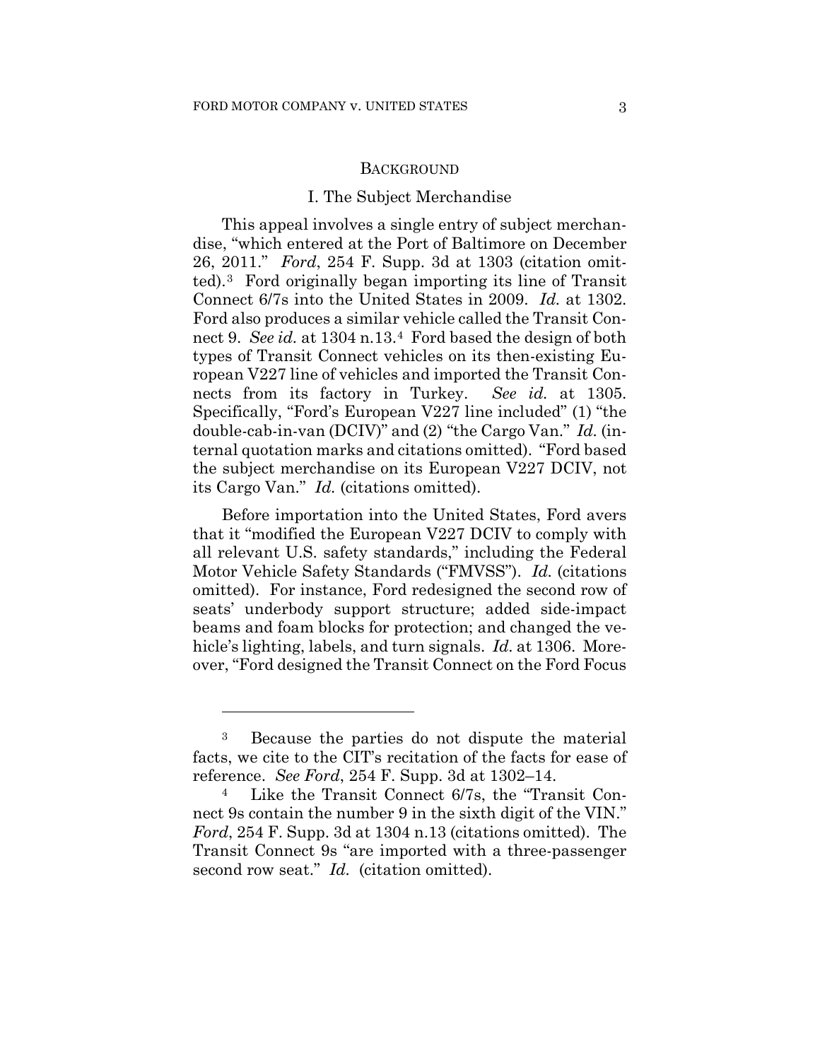## BACKGROUND

### I. The Subject Merchandise

This appeal involves a single entry of subject merchandise, "which entered at the Port of Baltimore on December 26, 2011." *Ford*, 254 F. Supp. 3d at 1303 (citation omitted).[3] Ford originally began importing its line of Transit Connect 6/7s into the United States in 2009. *Id.* at 1302. Ford also produces a similar vehicle called the Transit Connect 9. *See id.* at 1304 n.13.[4] Ford based the design of both types of Transit Connect vehicles on its then-existing European V227 line of vehicles and imported the Transit Connects from its factory in Turkey. *See id.* at 1305. Specifically, "Ford's European V227 line included" (1) "the double-cab-in-van (DCIV)" and (2) "the Cargo Van." *Id.* (internal quotation marks and citations omitted). "Ford based the subject merchandise on its European V227 DCIV, not its Cargo Van." *Id.* (citations omitted).

Before importation into the United States, Ford avers that it "modified the European V227 DCIV to comply with all relevant U.S. safety standards," including the Federal Motor Vehicle Safety Standards ("FMVSS"). *Id.* (citations omitted). For instance, Ford redesigned the second row of seats' underbody support structure; added side-impact beams and foam blocks for protection; and changed the vehicle's lighting, labels, and turn signals. *Id.* at 1306. Moreover, "Ford designed the Transit Connect on the Ford Focus

---

[3] Because the parties do not dispute the material facts, we cite to the CIT's recitation of the facts for ease of reference. *See Ford*, 254 F. Supp. 3d at 1302–14.

[4] Like the Transit Connect 6/7s, the "Transit Connect 9s contain the number 9 in the sixth digit of the VIN." *Ford*, 254 F. Supp. 3d at 1304 n.13 (citations omitted). The Transit Connect 9s "are imported with a three-passenger second row seat." *Id.* (citation omitted).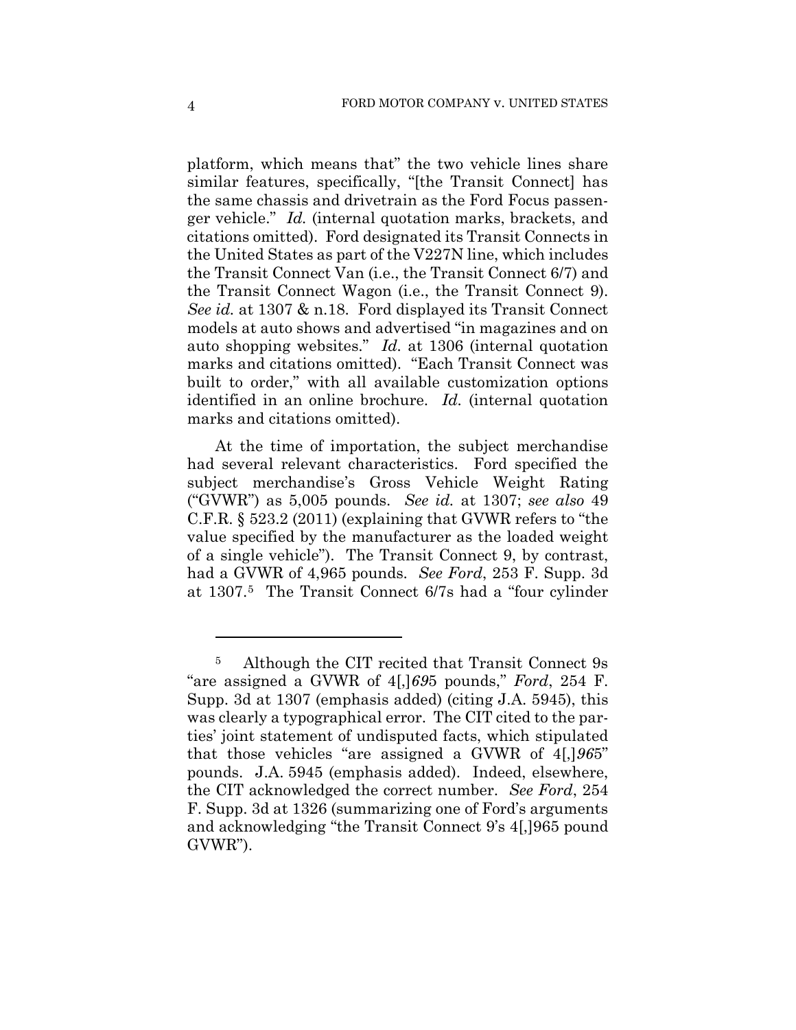platform, which means that" the two vehicle lines share similar features, specifically, "[the Transit Connect] has the same chassis and drivetrain as the Ford Focus passenger vehicle." *Id.* (internal quotation marks, brackets, and citations omitted). Ford designated its Transit Connects in the United States as part of the V227N line, which includes the Transit Connect Van (i.e., the Transit Connect 6/7) and the Transit Connect Wagon (i.e., the Transit Connect 9). *See id.* at 1307 & n.18. Ford displayed its Transit Connect models at auto shows and advertised "in magazines and on auto shopping websites." *Id.* at 1306 (internal quotation marks and citations omitted). "Each Transit Connect was built to order," with all available customization options identified in an online brochure. *Id.* (internal quotation marks and citations omitted).

At the time of importation, the subject merchandise had several relevant characteristics. Ford specified the subject merchandise's Gross Vehicle Weight Rating ("GVWR") as 5,005 pounds. *See id.* at 1307; *see also* 49 C.F.R. § 523.2 (2011) (explaining that GVWR refers to "the value specified by the manufacturer as the loaded weight of a single vehicle"). The Transit Connect 9, by contrast, had a GVWR of 4,965 pounds. *See Ford*, 253 F. Supp. 3d at 1307.[5] The Transit Connect 6/7s had a "four cylinder

---

[5] Although the CIT recited that Transit Connect 9s "are assigned a GVWR of 4[,]*69*5 pounds," *Ford*, 254 F. Supp. 3d at 1307 (emphasis added) (citing J.A. 5945), this was clearly a typographical error. The CIT cited to the parties' joint statement of undisputed facts, which stipulated that those vehicles "are assigned a GVWR of 4[,]*96*5" pounds. J.A. 5945 (emphasis added). Indeed, elsewhere, the CIT acknowledged the correct number. *See Ford*, 254 F. Supp. 3d at 1326 (summarizing one of Ford's arguments and acknowledging "the Transit Connect 9's 4[,]965 pound GVWR").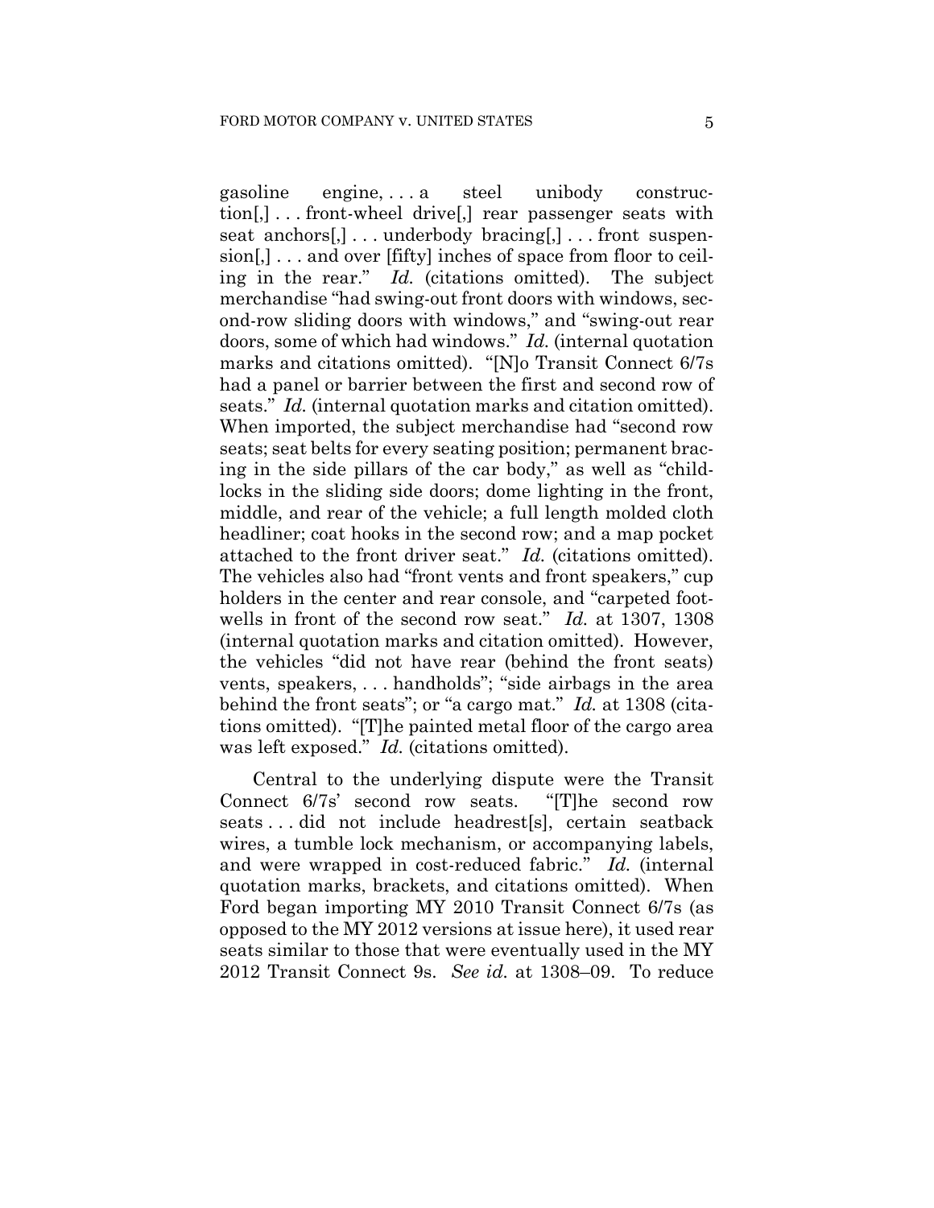gasoline engine, . . . a steel unibody construction[,] . . . front-wheel drive[,] rear passenger seats with seat anchors[,] . . . underbody bracing[,] . . . front suspension[,] . . . and over [fifty] inches of space from floor to ceiling in the rear." *Id.* (citations omitted). The subject merchandise "had swing-out front doors with windows, second-row sliding doors with windows," and "swing-out rear doors, some of which had windows." *Id.* (internal quotation marks and citations omitted). "[N]o Transit Connect 6/7s had a panel or barrier between the first and second row of seats." *Id.* (internal quotation marks and citation omitted). When imported, the subject merchandise had "second row seats; seat belts for every seating position; permanent bracing in the side pillars of the car body," as well as "child-locks in the sliding side doors; dome lighting in the front, middle, and rear of the vehicle; a full length molded cloth headliner; coat hooks in the second row; and a map pocket attached to the front driver seat." *Id.* (citations omitted). The vehicles also had "front vents and front speakers," cup holders in the center and rear console, and "carpeted foot-wells in front of the second row seat." *Id.* at 1307, 1308 (internal quotation marks and citation omitted). However, the vehicles "did not have rear (behind the front seats) vents, speakers, . . . handholds"; "side airbags in the area behind the front seats"; or "a cargo mat." *Id.* at 1308 (citations omitted). "[T]he painted metal floor of the cargo area was left exposed." *Id.* (citations omitted).

Central to the underlying dispute were the Transit Connect 6/7s' second row seats. "[T]he second row seats . . . did not include headrest[s], certain seatback wires, a tumble lock mechanism, or accompanying labels, and were wrapped in cost-reduced fabric." *Id.* (internal quotation marks, brackets, and citations omitted). When Ford began importing MY 2010 Transit Connect 6/7s (as opposed to the MY 2012 versions at issue here), it used rear seats similar to those that were eventually used in the MY 2012 Transit Connect 9s. *See id.* at 1308–09. To reduce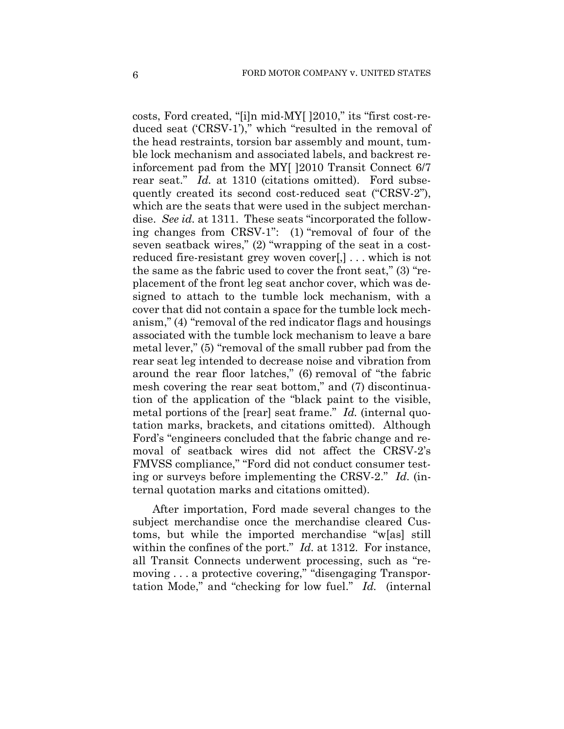costs, Ford created, "[i]n mid-MY[ ]2010," its "first cost-reduced seat ('CRSV-1')," which "resulted in the removal of the head restraints, torsion bar assembly and mount, tumble lock mechanism and associated labels, and backrest reinforcement pad from the MY[ ]2010 Transit Connect 6/7 rear seat." *Id.* at 1310 (citations omitted). Ford subsequently created its second cost-reduced seat ("CRSV-2"), which are the seats that were used in the subject merchandise. *See id.* at 1311. These seats "incorporated the following changes from CRSV-1": (1) "removal of four of the seven seatback wires," (2) "wrapping of the seat in a cost-reduced fire-resistant grey woven cover[,] . . . which is not the same as the fabric used to cover the front seat," (3) "replacement of the front leg seat anchor cover, which was designed to attach to the tumble lock mechanism, with a cover that did not contain a space for the tumble lock mechanism," (4) "removal of the red indicator flags and housings associated with the tumble lock mechanism to leave a bare metal lever," (5) "removal of the small rubber pad from the rear seat leg intended to decrease noise and vibration from around the rear floor latches," (6) removal of "the fabric mesh covering the rear seat bottom," and (7) discontinuation of the application of the "black paint to the visible, metal portions of the [rear] seat frame." *Id.* (internal quotation marks, brackets, and citations omitted). Although Ford's "engineers concluded that the fabric change and removal of seatback wires did not affect the CRSV-2's FMVSS compliance," "Ford did not conduct consumer testing or surveys before implementing the CRSV-2." *Id.* (internal quotation marks and citations omitted).

After importation, Ford made several changes to the subject merchandise once the merchandise cleared Customs, but while the imported merchandise "w[as] still within the confines of the port." *Id.* at 1312. For instance, all Transit Connects underwent processing, such as "removing . . . a protective covering," "disengaging Transportation Mode," and "checking for low fuel." *Id.* (internal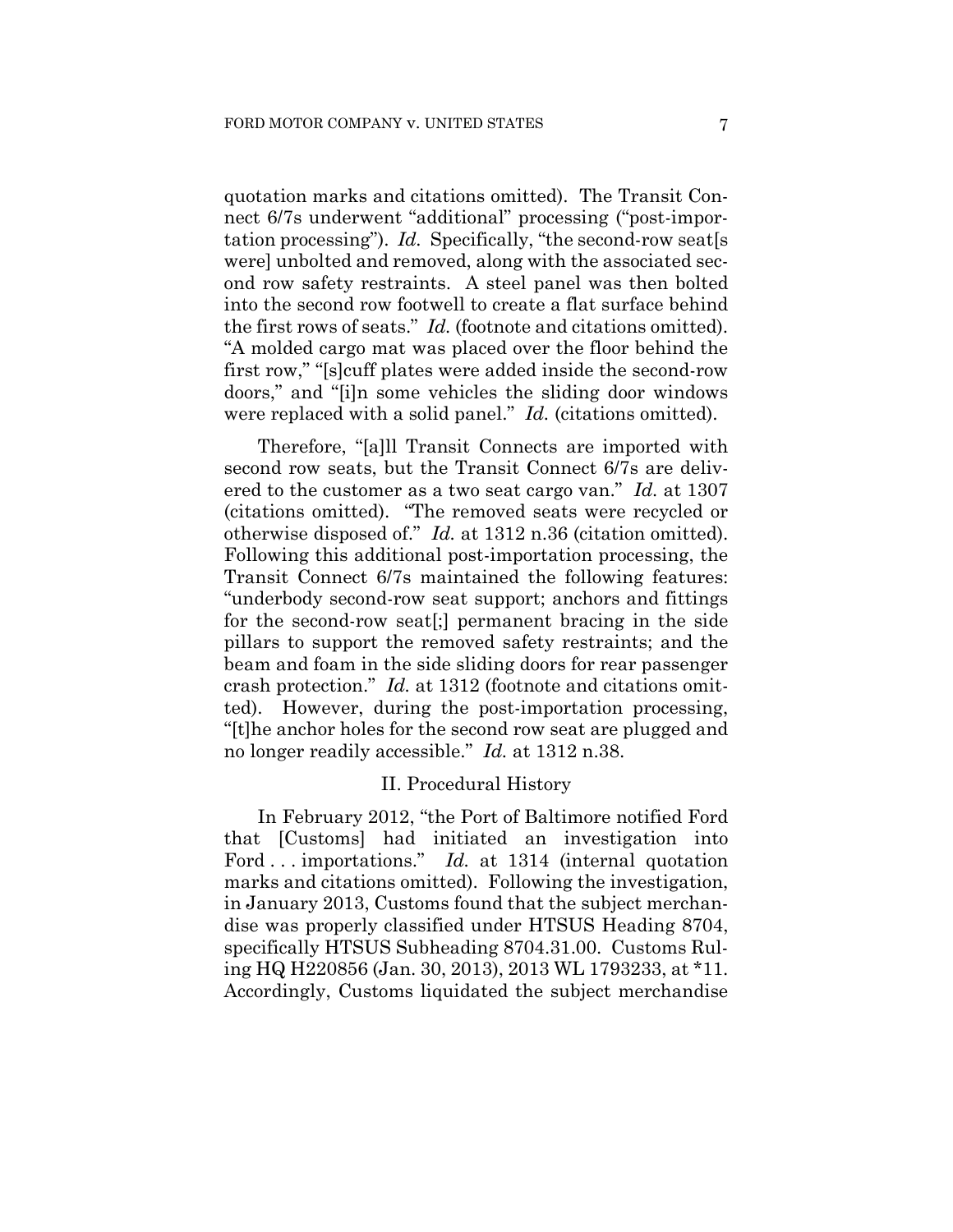quotation marks and citations omitted). The Transit Connect 6/7s underwent "additional" processing ("post-importation processing"). *Id.* Specifically, "the second-row seat[s were] unbolted and removed, along with the associated second row safety restraints. A steel panel was then bolted into the second row footwell to create a flat surface behind the first rows of seats." *Id.* (footnote and citations omitted). "A molded cargo mat was placed over the floor behind the first row," "[s]cuff plates were added inside the second-row doors," and "[i]n some vehicles the sliding door windows were replaced with a solid panel." *Id.* (citations omitted).

Therefore, "[a]ll Transit Connects are imported with second row seats, but the Transit Connect 6/7s are delivered to the customer as a two seat cargo van." *Id.* at 1307 (citations omitted). "The removed seats were recycled or otherwise disposed of." *Id.* at 1312 n.36 (citation omitted). Following this additional post-importation processing, the Transit Connect 6/7s maintained the following features: "underbody second-row seat support; anchors and fittings for the second-row seat[;] permanent bracing in the side pillars to support the removed safety restraints; and the beam and foam in the side sliding doors for rear passenger crash protection." *Id.* at 1312 (footnote and citations omitted). However, during the post-importation processing, "[t]he anchor holes for the second row seat are plugged and no longer readily accessible." *Id.* at 1312 n.38.

## II. Procedural History

In February 2012, "the Port of Baltimore notified Ford that [Customs] had initiated an investigation into Ford . . . importations." *Id.* at 1314 (internal quotation marks and citations omitted). Following the investigation, in January 2013, Customs found that the subject merchandise was properly classified under HTSUS Heading 8704, specifically HTSUS Subheading 8704.31.00. Customs Ruling HQ H220856 (Jan. 30, 2013), 2013 WL 1793233, at *11. Accordingly, Customs liquidated the subject merchandise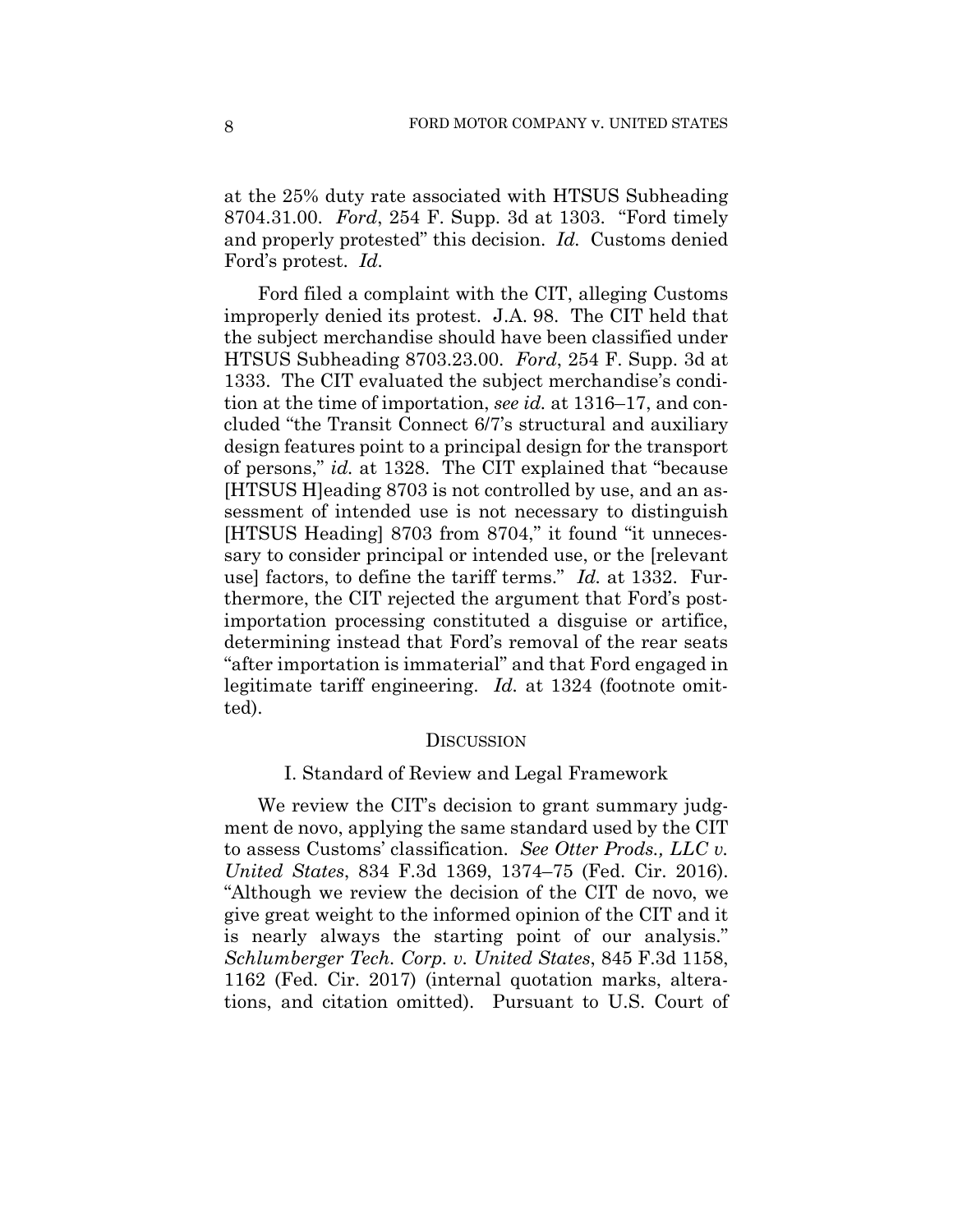at the 25% duty rate associated with HTSUS Subheading 8704.31.00. *Ford*, 254 F. Supp. 3d at 1303. "Ford timely and properly protested" this decision. *Id.* Customs denied Ford's protest. *Id.*

Ford filed a complaint with the CIT, alleging Customs improperly denied its protest. J.A. 98. The CIT held that the subject merchandise should have been classified under HTSUS Subheading 8703.23.00. *Ford*, 254 F. Supp. 3d at 1333. The CIT evaluated the subject merchandise's condition at the time of importation, *see id.* at 1316–17, and concluded "the Transit Connect 6/7's structural and auxiliary design features point to a principal design for the transport of persons," *id.* at 1328. The CIT explained that "because [HTSUS H]eading 8703 is not controlled by use, and an assessment of intended use is not necessary to distinguish [HTSUS Heading] 8703 from 8704," it found "it unnecessary to consider principal or intended use, or the [relevant use] factors, to define the tariff terms." *Id.* at 1332. Furthermore, the CIT rejected the argument that Ford's post-importation processing constituted a disguise or artifice, determining instead that Ford's removal of the rear seats "after importation is immaterial" and that Ford engaged in legitimate tariff engineering. *Id.* at 1324 (footnote omitted).

## DISCUSSION

### I. Standard of Review and Legal Framework

We review the CIT's decision to grant summary judgment de novo, applying the same standard used by the CIT to assess Customs' classification. *See Otter Prods., LLC v. United States*, 834 F.3d 1369, 1374–75 (Fed. Cir. 2016). "Although we review the decision of the CIT de novo, we give great weight to the informed opinion of the CIT and it is nearly always the starting point of our analysis." *Schlumberger Tech. Corp. v. United States*, 845 F.3d 1158, 1162 (Fed. Cir. 2017) (internal quotation marks, alterations, and citation omitted). Pursuant to U.S. Court of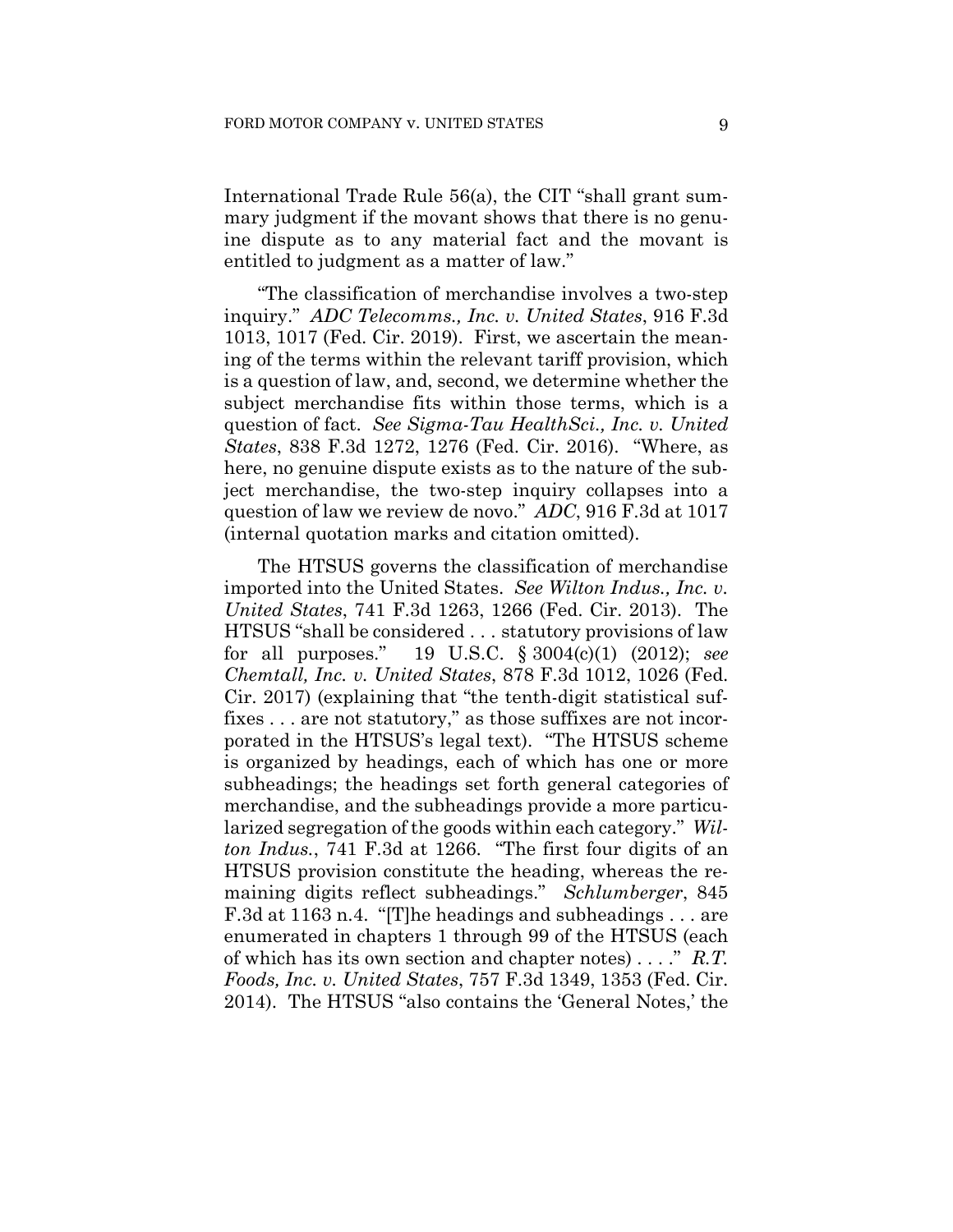International Trade Rule 56(a), the CIT "shall grant summary judgment if the movant shows that there is no genuine dispute as to any material fact and the movant is entitled to judgment as a matter of law."

"The classification of merchandise involves a two-step inquiry." *ADC Telecomms., Inc. v. United States*, 916 F.3d 1013, 1017 (Fed. Cir. 2019). First, we ascertain the meaning of the terms within the relevant tariff provision, which is a question of law, and, second, we determine whether the subject merchandise fits within those terms, which is a question of fact. *See Sigma-Tau HealthSci., Inc. v. United States*, 838 F.3d 1272, 1276 (Fed. Cir. 2016). "Where, as here, no genuine dispute exists as to the nature of the subject merchandise, the two-step inquiry collapses into a question of law we review de novo." *ADC*, 916 F.3d at 1017 (internal quotation marks and citation omitted).

The HTSUS governs the classification of merchandise imported into the United States. *See Wilton Indus., Inc. v. United States*, 741 F.3d 1263, 1266 (Fed. Cir. 2013). The HTSUS "shall be considered . . . statutory provisions of law for all purposes." 19 U.S.C. § 3004(c)(1) (2012); *see Chemtall, Inc. v. United States*, 878 F.3d 1012, 1026 (Fed. Cir. 2017) (explaining that "the tenth-digit statistical suffixes . . . are not statutory," as those suffixes are not incorporated in the HTSUS's legal text). "The HTSUS scheme is organized by headings, each of which has one or more subheadings; the headings set forth general categories of merchandise, and the subheadings provide a more particularized segregation of the goods within each category." *Wilton Indus.*, 741 F.3d at 1266. "The first four digits of an HTSUS provision constitute the heading, whereas the remaining digits reflect subheadings." *Schlumberger*, 845 F.3d at 1163 n.4. "[T]he headings and subheadings . . . are enumerated in chapters 1 through 99 of the HTSUS (each of which has its own section and chapter notes) . . . ." *R.T. Foods, Inc. v. United States*, 757 F.3d 1349, 1353 (Fed. Cir. 2014). The HTSUS "also contains the 'General Notes,' the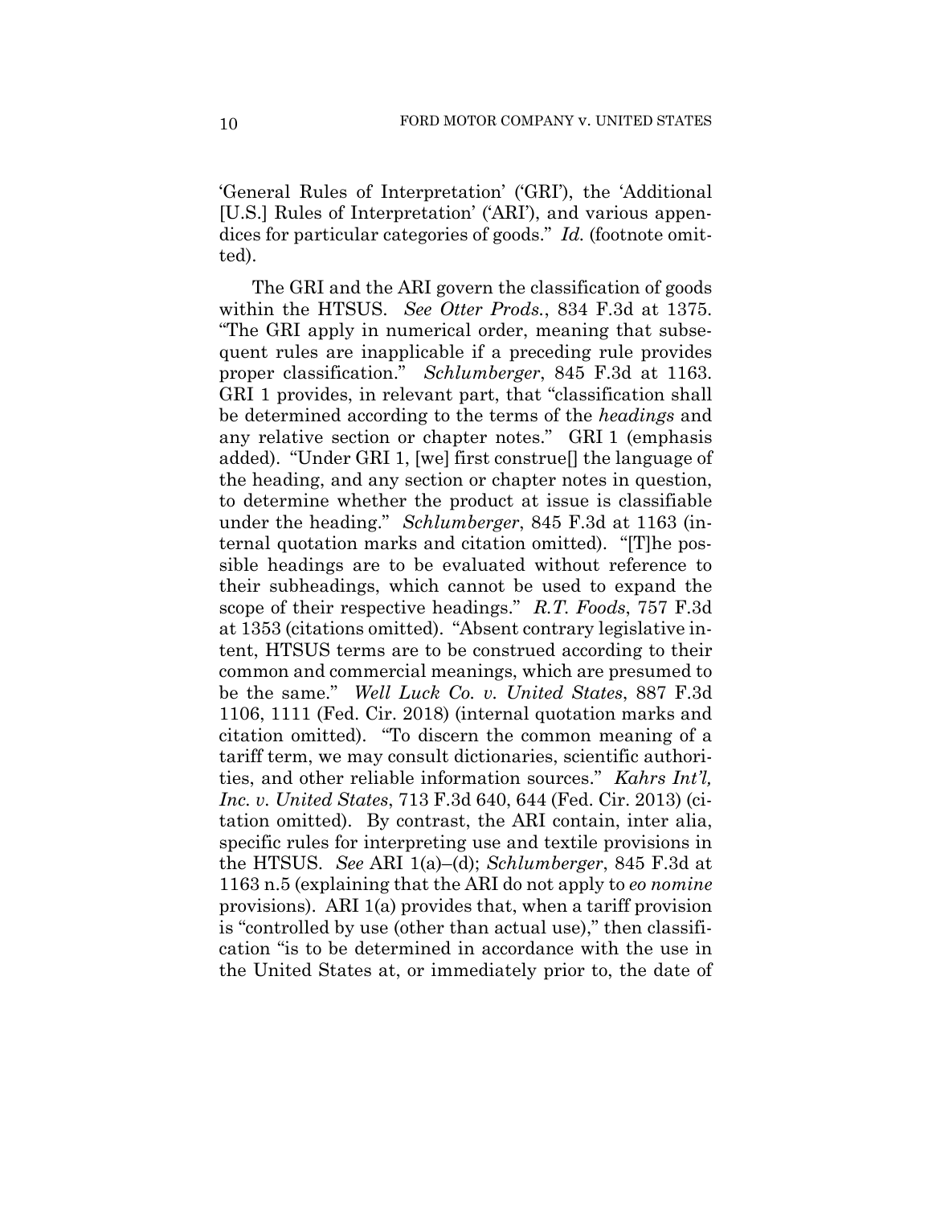'General Rules of Interpretation' ('GRI'), the 'Additional [U.S.] Rules of Interpretation' ('ARI'), and various appendices for particular categories of goods." *Id.* (footnote omitted).

The GRI and the ARI govern the classification of goods within the HTSUS. *See Otter Prods.*, 834 F.3d at 1375. "The GRI apply in numerical order, meaning that subsequent rules are inapplicable if a preceding rule provides proper classification." *Schlumberger*, 845 F.3d at 1163. GRI 1 provides, in relevant part, that "classification shall be determined according to the terms of the *headings* and any relative section or chapter notes." GRI 1 (emphasis added). "Under GRI 1, [we] first construe[] the language of the heading, and any section or chapter notes in question, to determine whether the product at issue is classifiable under the heading." *Schlumberger*, 845 F.3d at 1163 (internal quotation marks and citation omitted). "[T]he possible headings are to be evaluated without reference to their subheadings, which cannot be used to expand the scope of their respective headings." *R.T. Foods*, 757 F.3d at 1353 (citations omitted). "Absent contrary legislative intent, HTSUS terms are to be construed according to their common and commercial meanings, which are presumed to be the same." *Well Luck Co. v. United States*, 887 F.3d 1106, 1111 (Fed. Cir. 2018) (internal quotation marks and citation omitted). "To discern the common meaning of a tariff term, we may consult dictionaries, scientific authorities, and other reliable information sources." *Kahrs Int'l, Inc. v. United States*, 713 F.3d 640, 644 (Fed. Cir. 2013) (citation omitted). By contrast, the ARI contain, inter alia, specific rules for interpreting use and textile provisions in the HTSUS. *See* ARI 1(a)–(d); *Schlumberger*, 845 F.3d at 1163 n.5 (explaining that the ARI do not apply to *eo nomine* provisions). ARI 1(a) provides that, when a tariff provision is "controlled by use (other than actual use)," then classification "is to be determined in accordance with the use in the United States at, or immediately prior to, the date of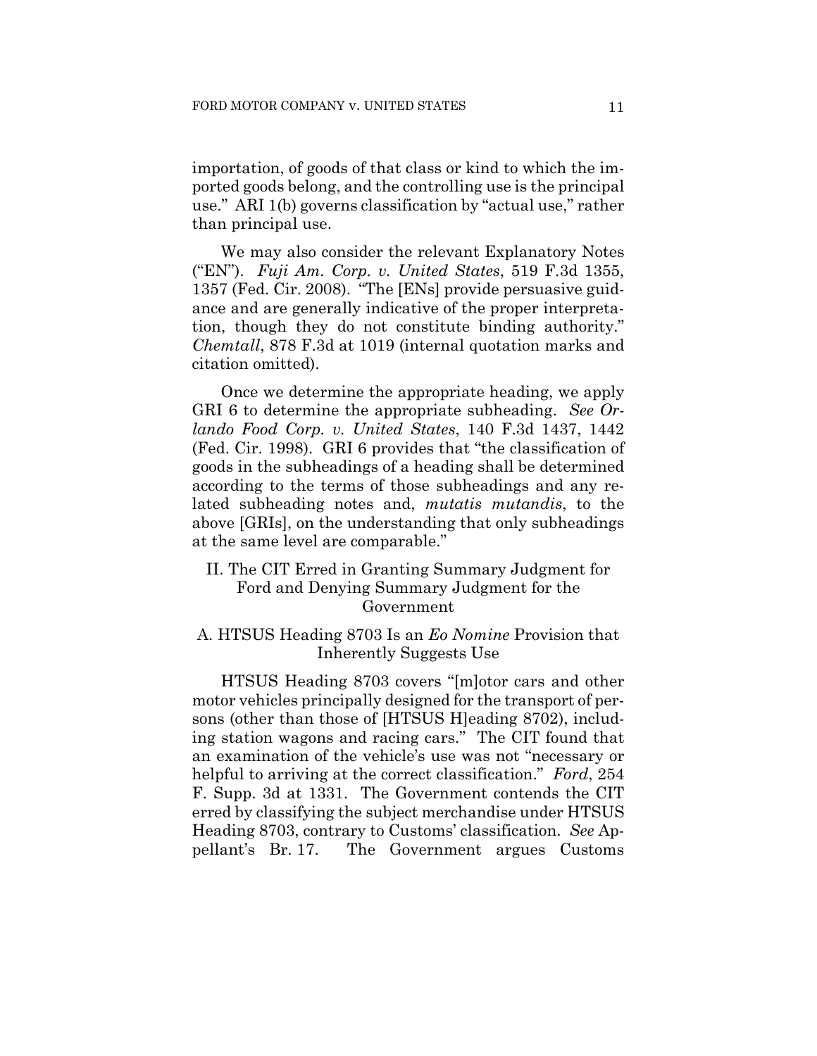importation, of goods of that class or kind to which the imported goods belong, and the controlling use is the principal use." ARI 1(b) governs classification by "actual use," rather than principal use.

We may also consider the relevant Explanatory Notes ("EN"). *Fuji Am. Corp. v. United States*, 519 F.3d 1355, 1357 (Fed. Cir. 2008). "The [ENs] provide persuasive guidance and are generally indicative of the proper interpretation, though they do not constitute binding authority." *Chemtall*, 878 F.3d at 1019 (internal quotation marks and citation omitted).

Once we determine the appropriate heading, we apply GRI 6 to determine the appropriate subheading. *See Orlando Food Corp. v. United States*, 140 F.3d 1437, 1442 (Fed. Cir. 1998). GRI 6 provides that "the classification of goods in the subheadings of a heading shall be determined according to the terms of those subheadings and any related subheading notes and, *mutatis mutandis*, to the above [GRIs], on the understanding that only subheadings at the same level are comparable."

## II. The CIT Erred in Granting Summary Judgment for Ford and Denying Summary Judgment for the Government

### A. HTSUS Heading 8703 Is an *Eo Nomine* Provision that Inherently Suggests Use

HTSUS Heading 8703 covers "[m]otor cars and other motor vehicles principally designed for the transport of persons (other than those of [HTSUS H]eading 8702), including station wagons and racing cars." The CIT found that an examination of the vehicle's use was not "necessary or helpful to arriving at the correct classification." *Ford*, 254 F. Supp. 3d at 1331. The Government contends the CIT erred by classifying the subject merchandise under HTSUS Heading 8703, contrary to Customs' classification. *See* Appellant's Br. 17. The Government argues Customs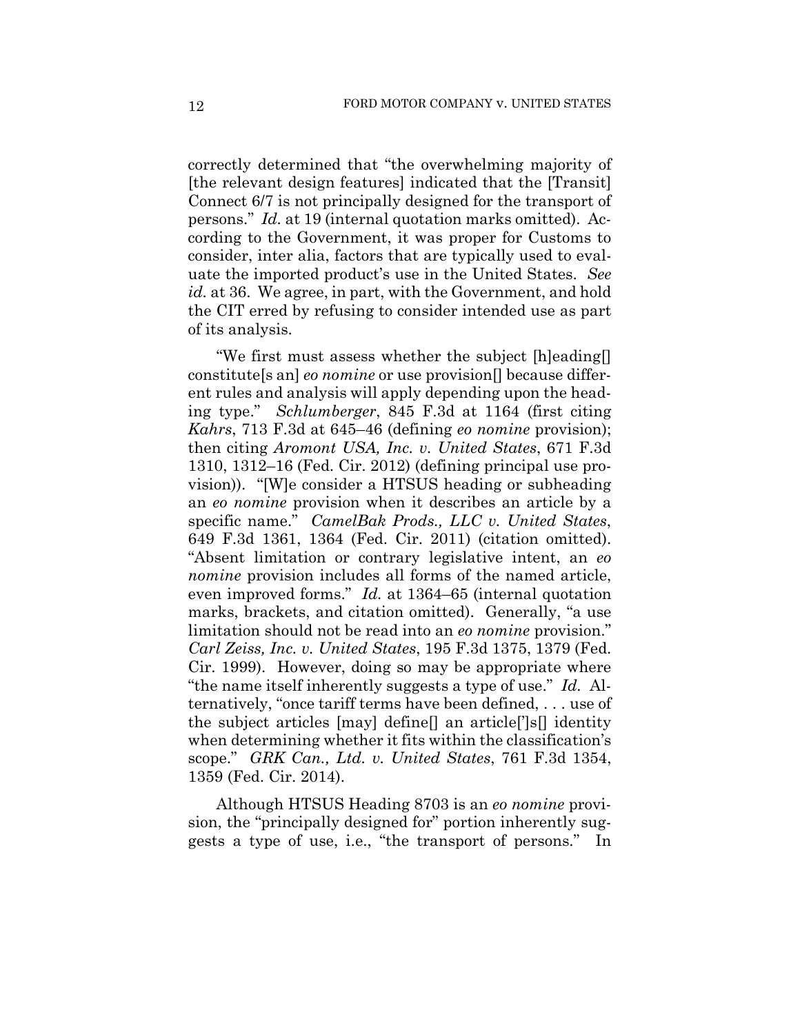correctly determined that "the overwhelming majority of [the relevant design features] indicated that the [Transit] Connect 6/7 is not principally designed for the transport of persons." *Id.* at 19 (internal quotation marks omitted). According to the Government, it was proper for Customs to consider, inter alia, factors that are typically used to evaluate the imported product's use in the United States. *See id.* at 36. We agree, in part, with the Government, and hold the CIT erred by refusing to consider intended use as part of its analysis.

"We first must assess whether the subject [h]eading[] constitute[s an] *eo nomine* or use provision[] because different rules and analysis will apply depending upon the heading type." *Schlumberger*, 845 F.3d at 1164 (first citing *Kahrs*, 713 F.3d at 645–46 (defining *eo nomine* provision); then citing *Aromont USA, Inc. v. United States*, 671 F.3d 1310, 1312–16 (Fed. Cir. 2012) (defining principal use provision)). "[W]e consider a HTSUS heading or subheading an *eo nomine* provision when it describes an article by a specific name." *CamelBak Prods., LLC v. United States*, 649 F.3d 1361, 1364 (Fed. Cir. 2011) (citation omitted). "Absent limitation or contrary legislative intent, an *eo nomine* provision includes all forms of the named article, even improved forms." *Id.* at 1364–65 (internal quotation marks, brackets, and citation omitted). Generally, "a use limitation should not be read into an *eo nomine* provision." *Carl Zeiss, Inc. v. United States*, 195 F.3d 1375, 1379 (Fed. Cir. 1999). However, doing so may be appropriate where "the name itself inherently suggests a type of use." *Id.* Alternatively, "once tariff terms have been defined, . . . use of the subject articles [may] define[] an article[']s[] identity when determining whether it fits within the classification's scope." *GRK Can., Ltd. v. United States*, 761 F.3d 1354, 1359 (Fed. Cir. 2014).

Although HTSUS Heading 8703 is an *eo nomine* provision, the "principally designed for" portion inherently suggests a type of use, i.e., "the transport of persons." In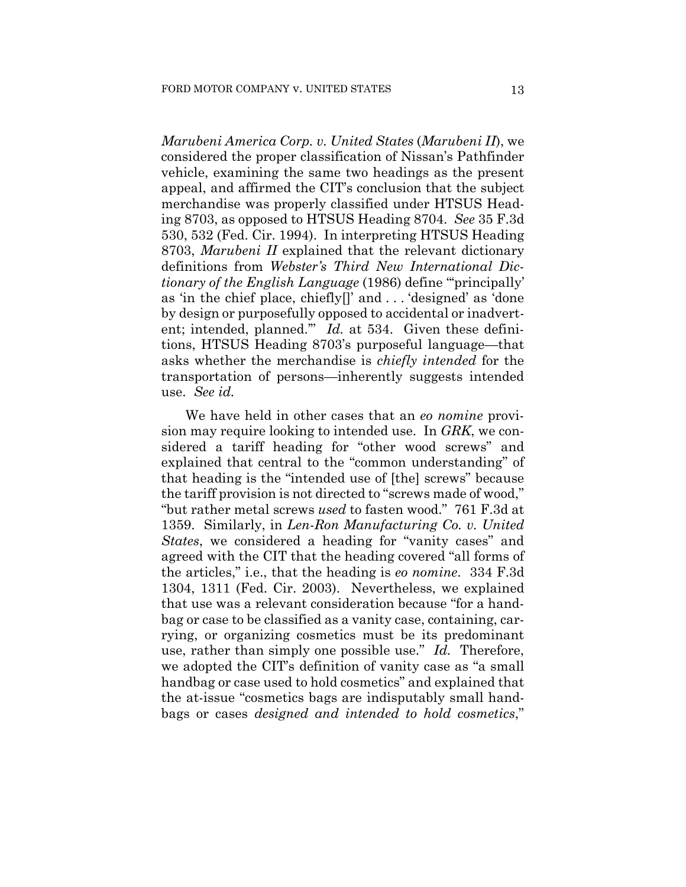*Marubeni America Corp. v. United States* (*Marubeni II*), we considered the proper classification of Nissan's Pathfinder vehicle, examining the same two headings as the present appeal, and affirmed the CIT's conclusion that the subject merchandise was properly classified under HTSUS Heading 8703, as opposed to HTSUS Heading 8704. *See* 35 F.3d 530, 532 (Fed. Cir. 1994). In interpreting HTSUS Heading 8703, *Marubeni II* explained that the relevant dictionary definitions from *Webster's Third New International Dictionary of the English Language* (1986) define "'principally' as 'in the chief place, chiefly[]' and . . . 'designed' as 'done by design or purposefully opposed to accidental or inadvertent; intended, planned.'" *Id.* at 534. Given these definitions, HTSUS Heading 8703's purposeful language—that asks whether the merchandise is *chiefly intended* for the transportation of persons—inherently suggests intended use. *See id.*

We have held in other cases that an *eo nomine* provision may require looking to intended use. In *GRK*, we considered a tariff heading for "other wood screws" and explained that central to the "common understanding" of that heading is the "intended use of [the] screws" because the tariff provision is not directed to "screws made of wood," "but rather metal screws *used* to fasten wood." 761 F.3d at 1359. Similarly, in *Len-Ron Manufacturing Co. v. United States*, we considered a heading for "vanity cases" and agreed with the CIT that the heading covered "all forms of the articles," i.e., that the heading is *eo nomine*. 334 F.3d 1304, 1311 (Fed. Cir. 2003). Nevertheless, we explained that use was a relevant consideration because "for a handbag or case to be classified as a vanity case, containing, carrying, or organizing cosmetics must be its predominant use, rather than simply one possible use." *Id.* Therefore, we adopted the CIT's definition of vanity case as "a small handbag or case used to hold cosmetics" and explained that the at-issue "cosmetics bags are indisputably small handbags or cases *designed and intended to hold cosmetics*,"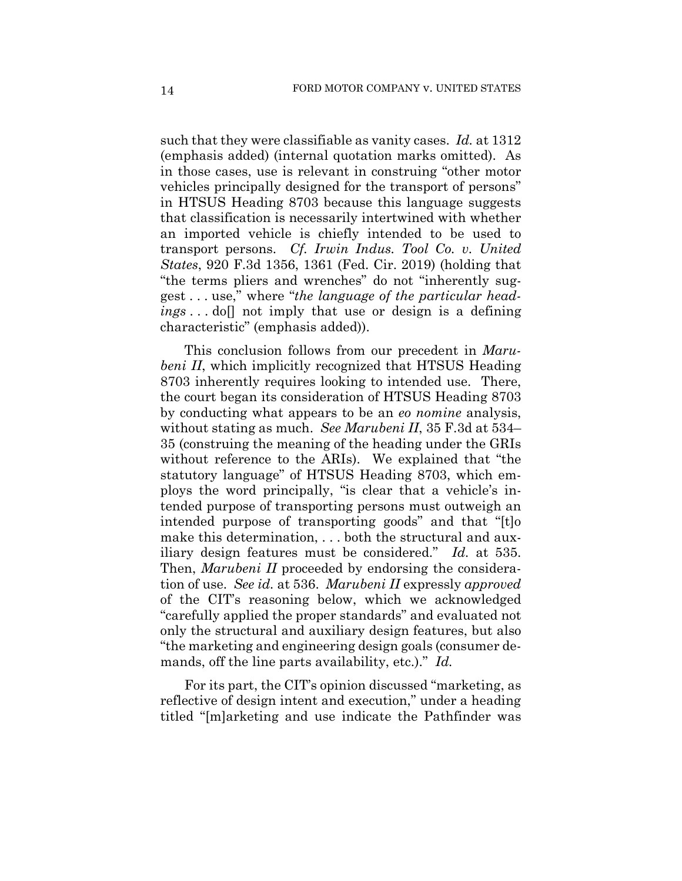such that they were classifiable as vanity cases. *Id.* at 1312 (emphasis added) (internal quotation marks omitted). As in those cases, use is relevant in construing "other motor vehicles principally designed for the transport of persons" in HTSUS Heading 8703 because this language suggests that classification is necessarily intertwined with whether an imported vehicle is chiefly intended to be used to transport persons. *Cf. Irwin Indus. Tool Co. v. United States*, 920 F.3d 1356, 1361 (Fed. Cir. 2019) (holding that "the terms pliers and wrenches" do not "inherently suggest . . . use," where "*the language of the particular headings* . . . do[] not imply that use or design is a defining characteristic" (emphasis added)).

This conclusion follows from our precedent in *Marubeni II*, which implicitly recognized that HTSUS Heading 8703 inherently requires looking to intended use. There, the court began its consideration of HTSUS Heading 8703 by conducting what appears to be an *eo nomine* analysis, without stating as much. *See Marubeni II*, 35 F.3d at 534–35 (construing the meaning of the heading under the GRIs without reference to the ARIs). We explained that "the statutory language" of HTSUS Heading 8703, which employs the word principally, "is clear that a vehicle's intended purpose of transporting persons must outweigh an intended purpose of transporting goods" and that "[t]o make this determination, . . . both the structural and auxiliary design features must be considered." *Id.* at 535. Then, *Marubeni II* proceeded by endorsing the consideration of use. *See id.* at 536. *Marubeni II* expressly *approved* of the CIT's reasoning below, which we acknowledged "carefully applied the proper standards" and evaluated not only the structural and auxiliary design features, but also "the marketing and engineering design goals (consumer demands, off the line parts availability, etc.)." *Id.*

For its part, the CIT's opinion discussed "marketing, as reflective of design intent and execution," under a heading titled "[m]arketing and use indicate the Pathfinder was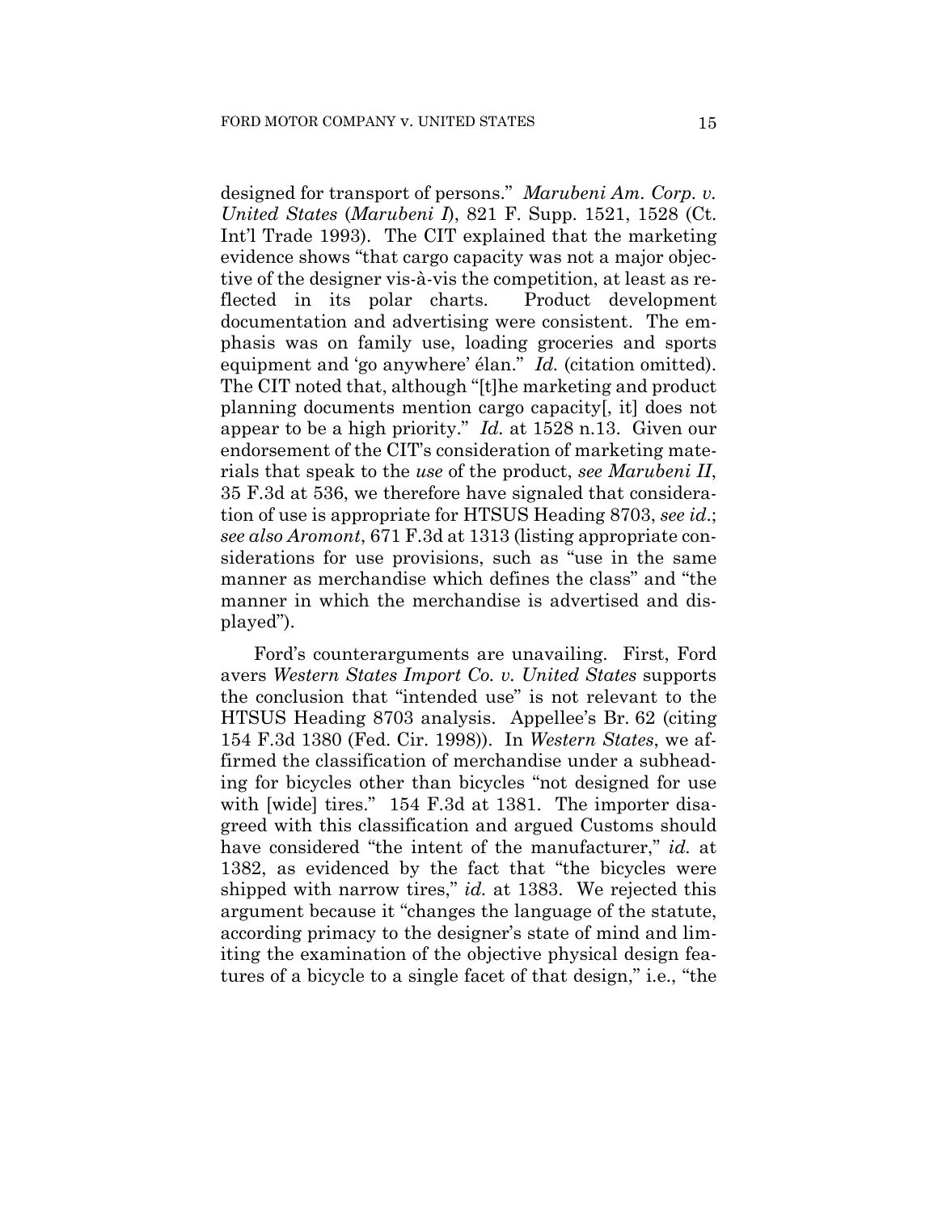designed for transport of persons." *Marubeni Am. Corp. v. United States* (*Marubeni I*), 821 F. Supp. 1521, 1528 (Ct. Int'l Trade 1993). The CIT explained that the marketing evidence shows "that cargo capacity was not a major objective of the designer vis-à-vis the competition, at least as reflected in its polar charts. Product development documentation and advertising were consistent. The emphasis was on family use, loading groceries and sports equipment and 'go anywhere' élan." *Id.* (citation omitted). The CIT noted that, although "[t]he marketing and product planning documents mention cargo capacity[, it] does not appear to be a high priority." *Id.* at 1528 n.13. Given our endorsement of the CIT's consideration of marketing materials that speak to the *use* of the product, *see Marubeni II*, 35 F.3d at 536, we therefore have signaled that consideration of use is appropriate for HTSUS Heading 8703, *see id.*; *see also Aromont*, 671 F.3d at 1313 (listing appropriate considerations for use provisions, such as "use in the same manner as merchandise which defines the class" and "the manner in which the merchandise is advertised and displayed").

Ford's counterarguments are unavailing. First, Ford avers *Western States Import Co. v. United States* supports the conclusion that "intended use" is not relevant to the HTSUS Heading 8703 analysis. Appellee's Br. 62 (citing 154 F.3d 1380 (Fed. Cir. 1998)). In *Western States*, we affirmed the classification of merchandise under a subheading for bicycles other than bicycles "not designed for use with [wide] tires." 154 F.3d at 1381. The importer disagreed with this classification and argued Customs should have considered "the intent of the manufacturer," *id.* at 1382, as evidenced by the fact that "the bicycles were shipped with narrow tires," *id.* at 1383. We rejected this argument because it "changes the language of the statute, according primacy to the designer's state of mind and limiting the examination of the objective physical design features of a bicycle to a single facet of that design," i.e., "the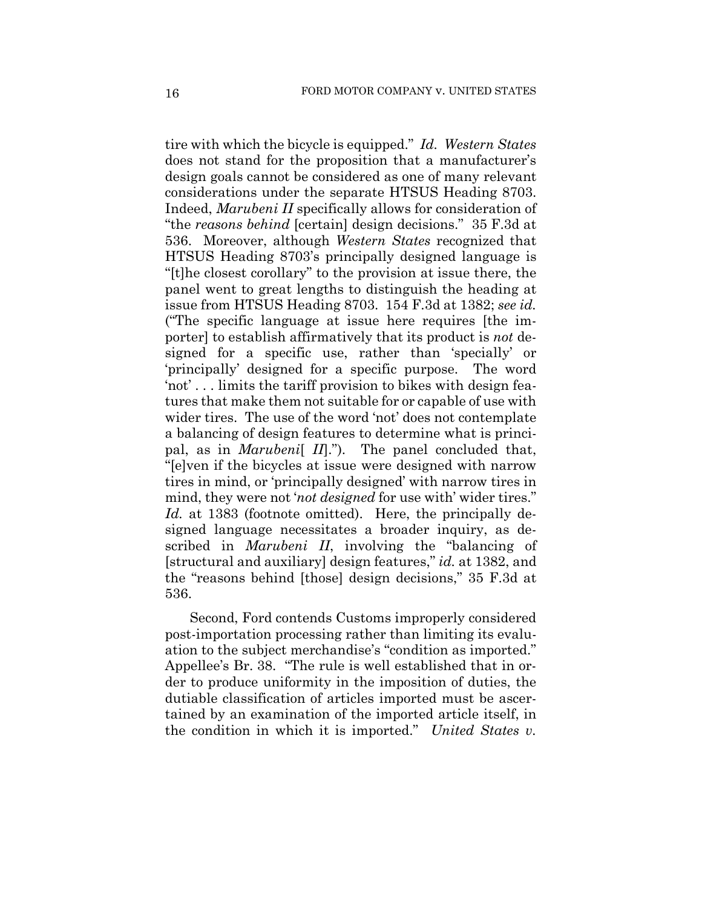tire with which the bicycle is equipped." *Id. Western States* does not stand for the proposition that a manufacturer's design goals cannot be considered as one of many relevant considerations under the separate HTSUS Heading 8703. Indeed, *Marubeni II* specifically allows for consideration of "the *reasons behind* [certain] design decisions." 35 F.3d at 536. Moreover, although *Western States* recognized that HTSUS Heading 8703's principally designed language is "[t]he closest corollary" to the provision at issue there, the panel went to great lengths to distinguish the heading at issue from HTSUS Heading 8703. 154 F.3d at 1382; *see id.* ("The specific language at issue here requires [the importer] to establish affirmatively that its product is *not* designed for a specific use, rather than 'specially' or 'principally' designed for a specific purpose. The word 'not' . . . limits the tariff provision to bikes with design features that make them not suitable for or capable of use with wider tires. The use of the word 'not' does not contemplate a balancing of design features to determine what is principal, as in *Marubeni*[ *II*]."). The panel concluded that, "[e]ven if the bicycles at issue were designed with narrow tires in mind, or 'principally designed' with narrow tires in mind, they were not '*not designed* for use with' wider tires." *Id.* at 1383 (footnote omitted). Here, the principally designed language necessitates a broader inquiry, as described in *Marubeni II*, involving the "balancing of [structural and auxiliary] design features," *id.* at 1382, and the "reasons behind [those] design decisions," 35 F.3d at 536.

Second, Ford contends Customs improperly considered post-importation processing rather than limiting its evaluation to the subject merchandise's "condition as imported." Appellee's Br. 38. "The rule is well established that in order to produce uniformity in the imposition of duties, the dutiable classification of articles imported must be ascertained by an examination of the imported article itself, in the condition in which it is imported." *United States v.*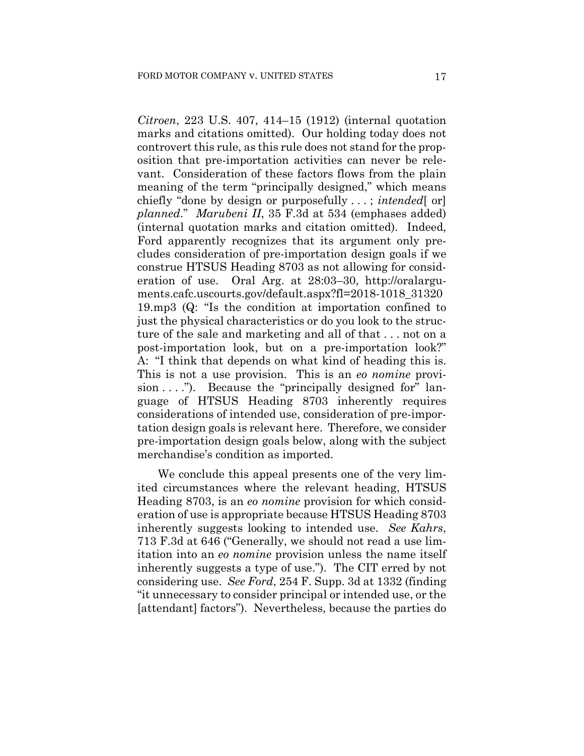*Citroen*, 223 U.S. 407, 414–15 (1912) (internal quotation marks and citations omitted). Our holding today does not controvert this rule, as this rule does not stand for the proposition that pre-importation activities can never be relevant. Consideration of these factors flows from the plain meaning of the term "principally designed," which means chiefly "done by design or purposefully . . . ; *intended*[ or] *planned*." *Marubeni II*, 35 F.3d at 534 (emphases added) (internal quotation marks and citation omitted). Indeed, Ford apparently recognizes that its argument only precludes consideration of pre-importation design goals if we construe HTSUS Heading 8703 as not allowing for consideration of use. Oral Arg. at 28:03–30, http://oralarguments.cafc.uscourts.gov/default.aspx?fl=2018-1018_3132019.mp3 (Q: "Is the condition at importation confined to just the physical characteristics or do you look to the structure of the sale and marketing and all of that . . . not on a post-importation look, but on a pre-importation look?" A: "I think that depends on what kind of heading this is. This is not a use provision. This is an *eo nomine* provision . . . ."). Because the "principally designed for" language of HTSUS Heading 8703 inherently requires considerations of intended use, consideration of pre-importation design goals is relevant here. Therefore, we consider pre-importation design goals below, along with the subject merchandise's condition as imported.

We conclude this appeal presents one of the very limited circumstances where the relevant heading, HTSUS Heading 8703, is an *eo nomine* provision for which consideration of use is appropriate because HTSUS Heading 8703 inherently suggests looking to intended use. *See Kahrs*, 713 F.3d at 646 ("Generally, we should not read a use limitation into an *eo nomine* provision unless the name itself inherently suggests a type of use."). The CIT erred by not considering use. *See Ford*, 254 F. Supp. 3d at 1332 (finding "it unnecessary to consider principal or intended use, or the [attendant] factors"). Nevertheless, because the parties do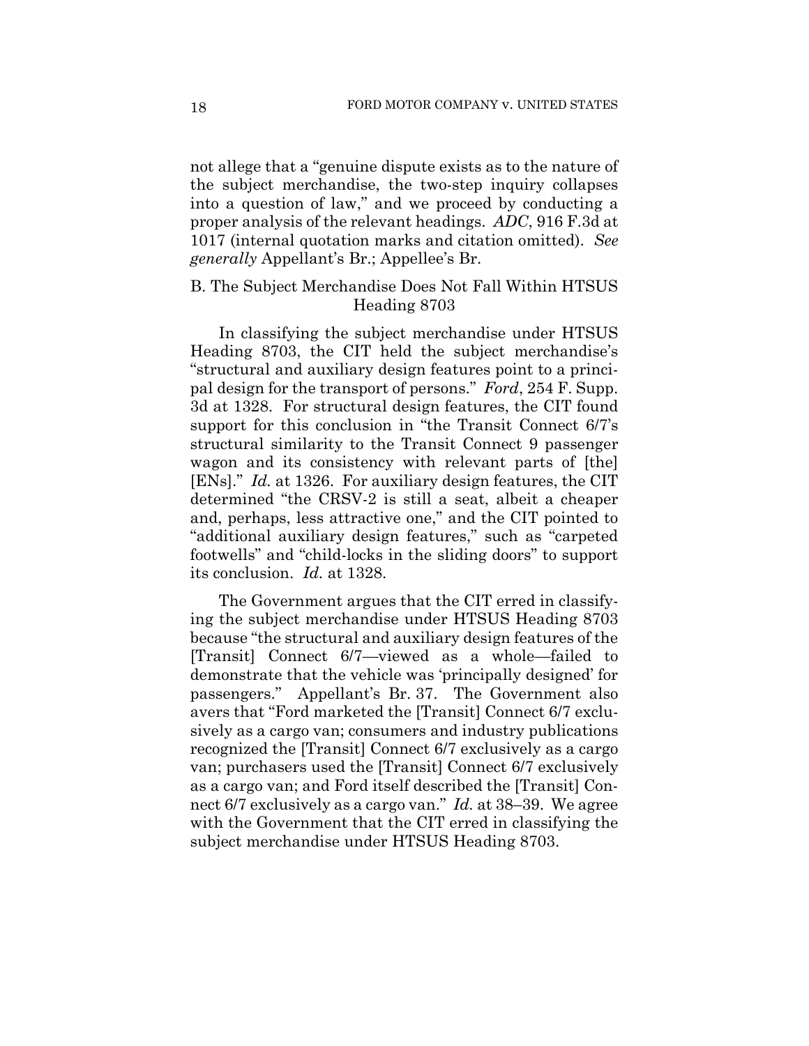not allege that a "genuine dispute exists as to the nature of the subject merchandise, the two-step inquiry collapses into a question of law," and we proceed by conducting a proper analysis of the relevant headings. *ADC*, 916 F.3d at 1017 (internal quotation marks and citation omitted). *See generally* Appellant's Br.; Appellee's Br.

## B. The Subject Merchandise Does Not Fall Within HTSUS Heading 8703

In classifying the subject merchandise under HTSUS Heading 8703, the CIT held the subject merchandise's "structural and auxiliary design features point to a principal design for the transport of persons." *Ford*, 254 F. Supp. 3d at 1328. For structural design features, the CIT found support for this conclusion in "the Transit Connect 6/7's structural similarity to the Transit Connect 9 passenger wagon and its consistency with relevant parts of [the] [ENs]." *Id.* at 1326. For auxiliary design features, the CIT determined "the CRSV-2 is still a seat, albeit a cheaper and, perhaps, less attractive one," and the CIT pointed to "additional auxiliary design features," such as "carpeted footwells" and "child-locks in the sliding doors" to support its conclusion. *Id.* at 1328.

The Government argues that the CIT erred in classifying the subject merchandise under HTSUS Heading 8703 because "the structural and auxiliary design features of the [Transit] Connect 6/7—viewed as a whole—failed to demonstrate that the vehicle was 'principally designed' for passengers." Appellant's Br. 37. The Government also avers that "Ford marketed the [Transit] Connect 6/7 exclusively as a cargo van; consumers and industry publications recognized the [Transit] Connect 6/7 exclusively as a cargo van; purchasers used the [Transit] Connect 6/7 exclusively as a cargo van; and Ford itself described the [Transit] Connect 6/7 exclusively as a cargo van." *Id.* at 38–39. We agree with the Government that the CIT erred in classifying the subject merchandise under HTSUS Heading 8703.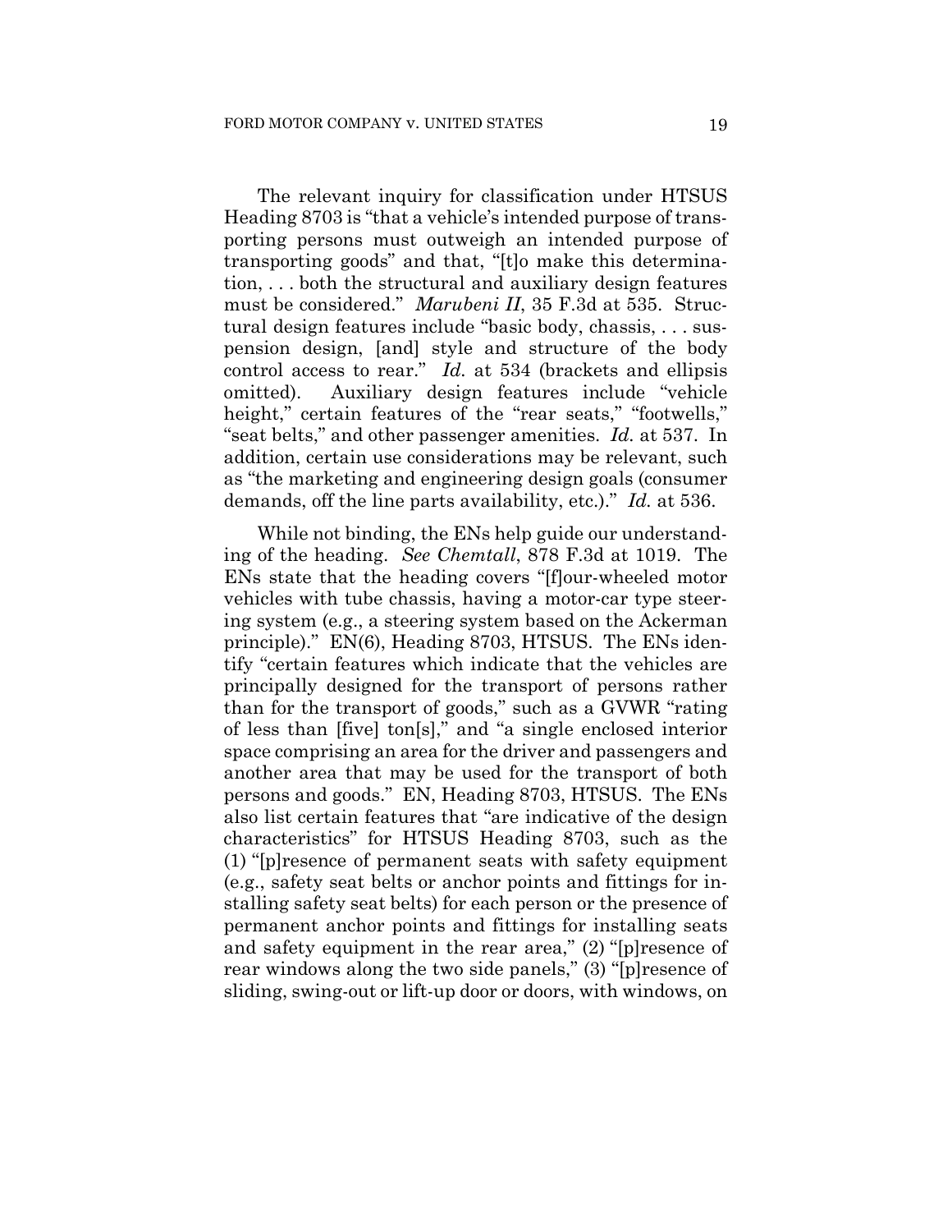The relevant inquiry for classification under HTSUS Heading 8703 is "that a vehicle's intended purpose of transporting persons must outweigh an intended purpose of transporting goods" and that, "[t]o make this determination, . . . both the structural and auxiliary design features must be considered." *Marubeni II*, 35 F.3d at 535. Structural design features include "basic body, chassis, . . . suspension design, [and] style and structure of the body control access to rear." *Id.* at 534 (brackets and ellipsis omitted). Auxiliary design features include "vehicle height," certain features of the "rear seats," "footwells," "seat belts," and other passenger amenities. *Id.* at 537. In addition, certain use considerations may be relevant, such as "the marketing and engineering design goals (consumer demands, off the line parts availability, etc.)." *Id.* at 536.

While not binding, the ENs help guide our understanding of the heading. *See Chemtall*, 878 F.3d at 1019. The ENs state that the heading covers "[f]our-wheeled motor vehicles with tube chassis, having a motor-car type steering system (e.g., a steering system based on the Ackerman principle)." EN(6), Heading 8703, HTSUS. The ENs identify "certain features which indicate that the vehicles are principally designed for the transport of persons rather than for the transport of goods," such as a GVWR "rating of less than [five] ton[s]," and "a single enclosed interior space comprising an area for the driver and passengers and another area that may be used for the transport of both persons and goods." EN, Heading 8703, HTSUS. The ENs also list certain features that "are indicative of the design characteristics" for HTSUS Heading 8703, such as the (1) "[p]resence of permanent seats with safety equipment (e.g., safety seat belts or anchor points and fittings for installing safety seat belts) for each person or the presence of permanent anchor points and fittings for installing seats and safety equipment in the rear area," (2) "[p]resence of rear windows along the two side panels," (3) "[p]resence of sliding, swing-out or lift-up door or doors, with windows, on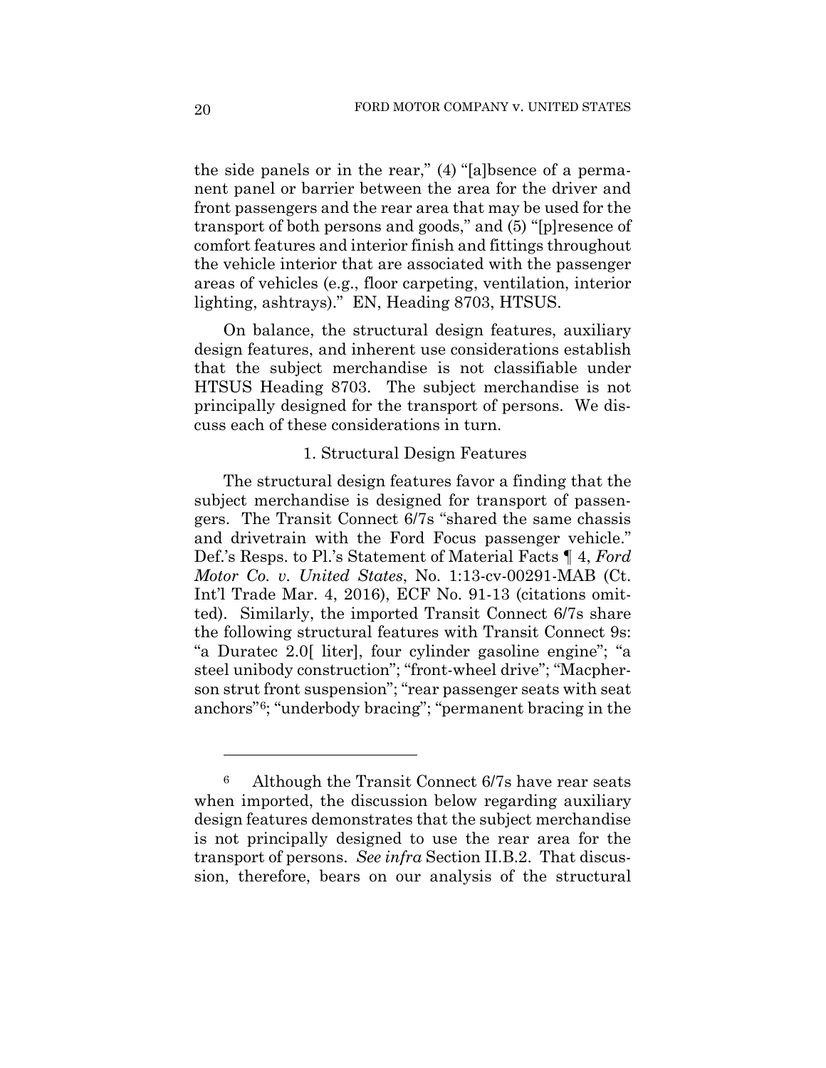the side panels or in the rear," (4) "[a]bsence of a permanent panel or barrier between the area for the driver and front passengers and the rear area that may be used for the transport of both persons and goods," and (5) "[p]resence of comfort features and interior finish and fittings throughout the vehicle interior that are associated with the passenger areas of vehicles (e.g., floor carpeting, ventilation, interior lighting, ashtrays)." EN, Heading 8703, HTSUS.

On balance, the structural design features, auxiliary design features, and inherent use considerations establish that the subject merchandise is not classifiable under HTSUS Heading 8703. The subject merchandise is not principally designed for the transport of persons. We discuss each of these considerations in turn.

### 1. Structural Design Features

The structural design features favor a finding that the subject merchandise is designed for transport of passengers. The Transit Connect 6/7s "shared the same chassis and drivetrain with the Ford Focus passenger vehicle." Def.'s Resps. to Pl.'s Statement of Material Facts ¶ 4, *Ford Motor Co. v. United States*, No. 1:13-cv-00291-MAB (Ct. Int'l Trade Mar. 4, 2016), ECF No. 91-13 (citations omitted). Similarly, the imported Transit Connect 6/7s share the following structural features with Transit Connect 9s: "a Duratec 2.0[ liter], four cylinder gasoline engine"; "a steel unibody construction"; "front-wheel drive"; "Macpherson strut front suspension"; "rear passenger seats with seat anchors"[6]; "underbody bracing"; "permanent bracing in the

---

[6] Although the Transit Connect 6/7s have rear seats when imported, the discussion below regarding auxiliary design features demonstrates that the subject merchandise is not principally designed to use the rear area for the transport of persons. *See infra* Section II.B.2. That discussion, therefore, bears on our analysis of the structural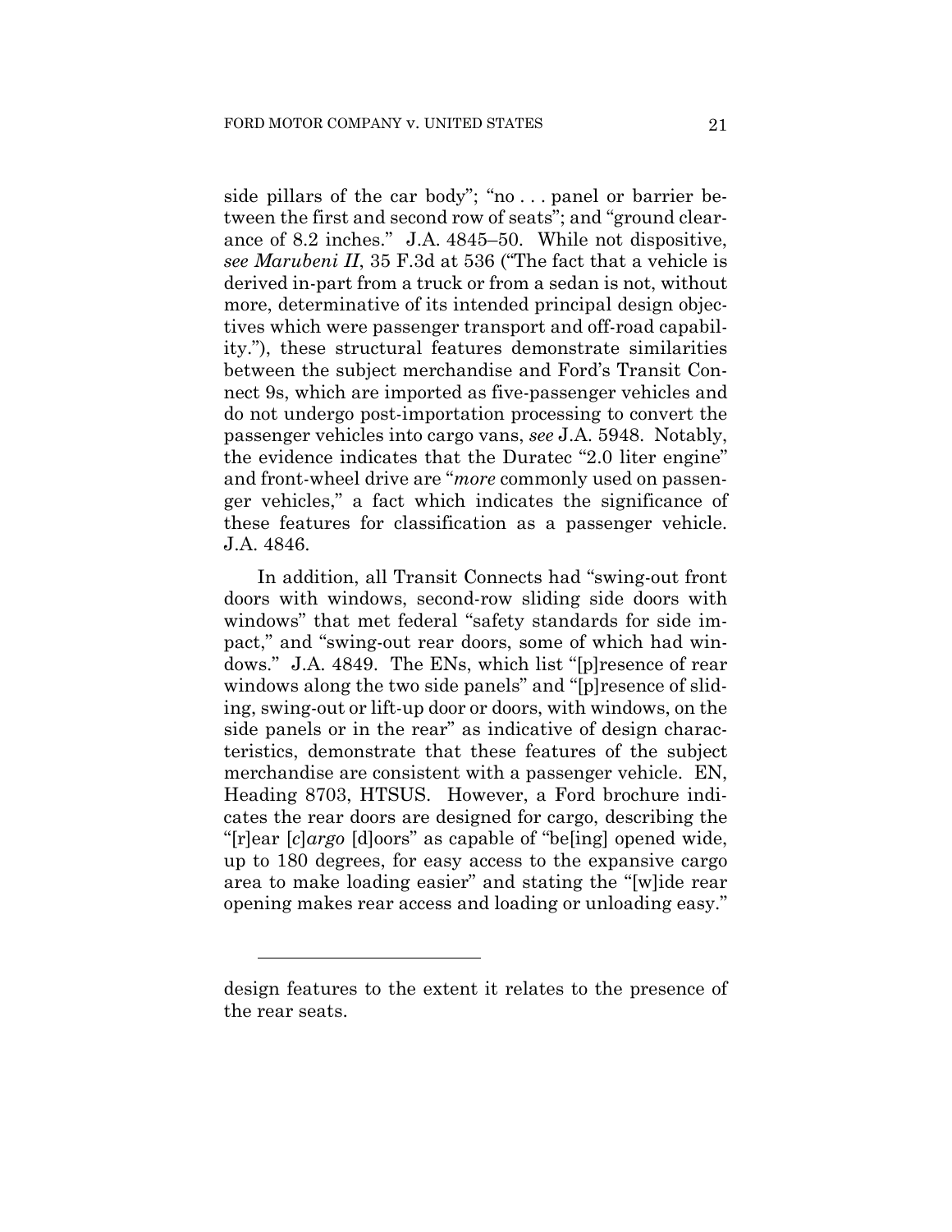side pillars of the car body"; "no . . . panel or barrier between the first and second row of seats"; and "ground clearance of 8.2 inches." J.A. 4845–50. While not dispositive, *see Marubeni II*, 35 F.3d at 536 ("The fact that a vehicle is derived in-part from a truck or from a sedan is not, without more, determinative of its intended principal design objectives which were passenger transport and off-road capability."), these structural features demonstrate similarities between the subject merchandise and Ford's Transit Connect 9s, which are imported as five-passenger vehicles and do not undergo post-importation processing to convert the passenger vehicles into cargo vans, *see* J.A. 5948. Notably, the evidence indicates that the Duratec "2.0 liter engine" and front-wheel drive are "*more* commonly used on passenger vehicles," a fact which indicates the significance of these features for classification as a passenger vehicle. J.A. 4846.

In addition, all Transit Connects had "swing-out front doors with windows, second-row sliding side doors with windows" that met federal "safety standards for side impact," and "swing-out rear doors, some of which had windows." J.A. 4849. The ENs, which list "[p]resence of rear windows along the two side panels" and "[p]resence of sliding, swing-out or lift-up door or doors, with windows, on the side panels or in the rear" as indicative of design characteristics, demonstrate that these features of the subject merchandise are consistent with a passenger vehicle. EN, Heading 8703, HTSUS. However, a Ford brochure indicates the rear doors are designed for cargo, describing the "[r]ear [*c*]*argo* [d]oors" as capable of "be[ing] opened wide, up to 180 degrees, for easy access to the expansive cargo area to make loading easier" and stating the "[w]ide rear opening makes rear access and loading or unloading easy."

---

design features to the extent it relates to the presence of the rear seats.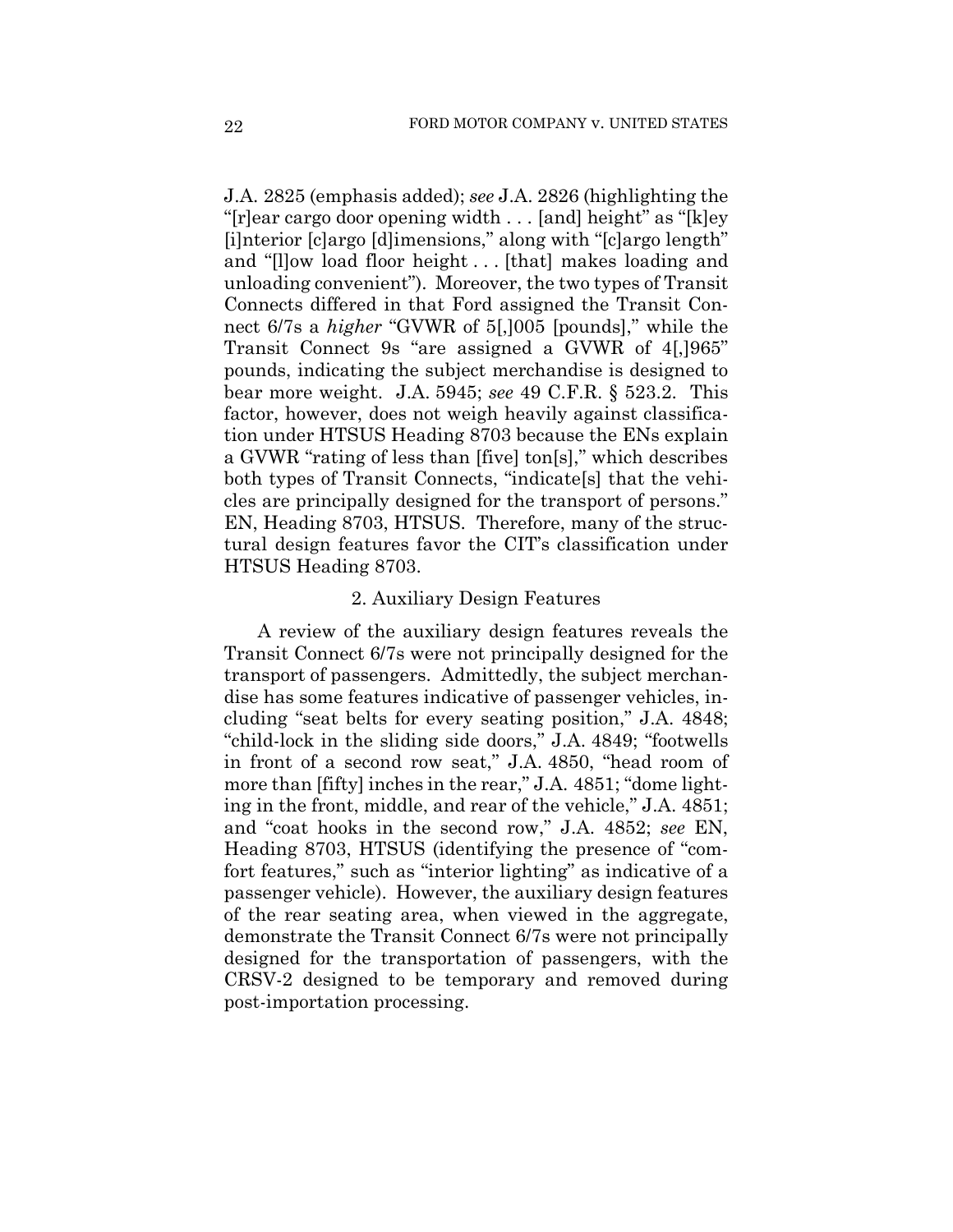J.A. 2825 (emphasis added); *see* J.A. 2826 (highlighting the "[r]ear cargo door opening width . . . [and] height" as "[k]ey [i]nterior [c]argo [d]imensions," along with "[c]argo length" and "[l]ow load floor height . . . [that] makes loading and unloading convenient"). Moreover, the two types of Transit Connects differed in that Ford assigned the Transit Connect 6/7s a *higher* "GVWR of 5[,]005 [pounds]," while the Transit Connect 9s "are assigned a GVWR of 4[,]965" pounds, indicating the subject merchandise is designed to bear more weight. J.A. 5945; *see* 49 C.F.R. § 523.2. This factor, however, does not weigh heavily against classification under HTSUS Heading 8703 because the ENs explain a GVWR "rating of less than [five] ton[s]," which describes both types of Transit Connects, "indicate[s] that the vehicles are principally designed for the transport of persons." EN, Heading 8703, HTSUS. Therefore, many of the structural design features favor the CIT's classification under HTSUS Heading 8703.

### 2. Auxiliary Design Features

A review of the auxiliary design features reveals the Transit Connect 6/7s were not principally designed for the transport of passengers. Admittedly, the subject merchandise has some features indicative of passenger vehicles, including "seat belts for every seating position," J.A. 4848; "child-lock in the sliding side doors," J.A. 4849; "footwells in front of a second row seat," J.A. 4850, "head room of more than [fifty] inches in the rear," J.A. 4851; "dome lighting in the front, middle, and rear of the vehicle," J.A. 4851; and "coat hooks in the second row," J.A. 4852; *see* EN, Heading 8703, HTSUS (identifying the presence of "comfort features," such as "interior lighting" as indicative of a passenger vehicle). However, the auxiliary design features of the rear seating area, when viewed in the aggregate, demonstrate the Transit Connect 6/7s were not principally designed for the transportation of passengers, with the CRSV-2 designed to be temporary and removed during post-importation processing.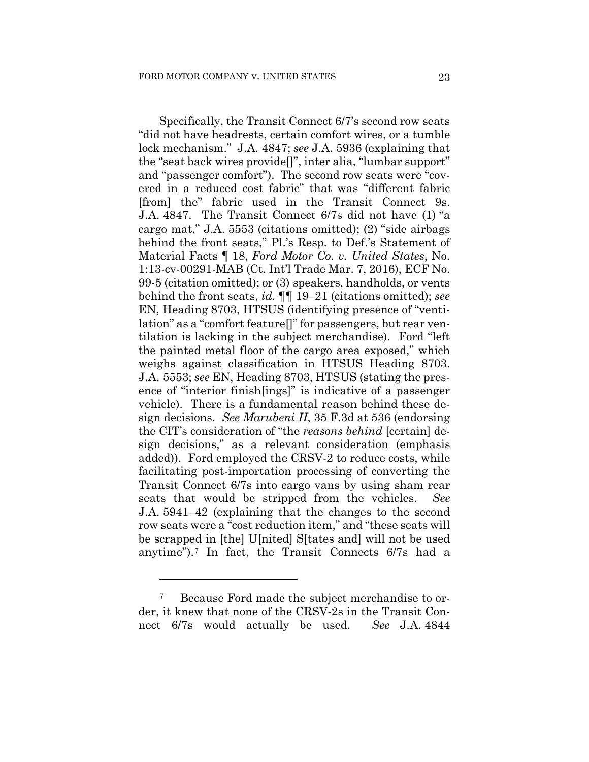Specifically, the Transit Connect 6/7's second row seats "did not have headrests, certain comfort wires, or a tumble lock mechanism." J.A. 4847; *see* J.A. 5936 (explaining that the "seat back wires provide[]", inter alia, "lumbar support" and "passenger comfort"). The second row seats were "covered in a reduced cost fabric" that was "different fabric [from] the" fabric used in the Transit Connect 9s. J.A. 4847. The Transit Connect 6/7s did not have (1) "a cargo mat," J.A. 5553 (citations omitted); (2) "side airbags behind the front seats," Pl.'s Resp. to Def.'s Statement of Material Facts ¶ 18, *Ford Motor Co. v. United States*, No. 1:13-cv-00291-MAB (Ct. Int'l Trade Mar. 7, 2016), ECF No. 99-5 (citation omitted); or (3) speakers, handholds, or vents behind the front seats, *id.* ¶¶ 19–21 (citations omitted); *see* EN, Heading 8703, HTSUS (identifying presence of "ventilation" as a "comfort feature[]" for passengers, but rear ventilation is lacking in the subject merchandise). Ford "left the painted metal floor of the cargo area exposed," which weighs against classification in HTSUS Heading 8703. J.A. 5553; *see* EN, Heading 8703, HTSUS (stating the presence of "interior finish[ings]" is indicative of a passenger vehicle). There is a fundamental reason behind these design decisions. *See Marubeni II*, 35 F.3d at 536 (endorsing the CIT's consideration of "the *reasons behind* [certain] design decisions," as a relevant consideration (emphasis added)). Ford employed the CRSV-2 to reduce costs, while facilitating post-importation processing of converting the Transit Connect 6/7s into cargo vans by using sham rear seats that would be stripped from the vehicles. *See* J.A. 5941–42 (explaining that the changes to the second row seats were a "cost reduction item," and "these seats will be scrapped in [the] U[nited] S[tates and] will not be used anytime").[7] In fact, the Transit Connects 6/7s had a

[7] Because Ford made the subject merchandise to order, it knew that none of the CRSV-2s in the Transit Connect 6/7s would actually be used. *See* J.A. 4844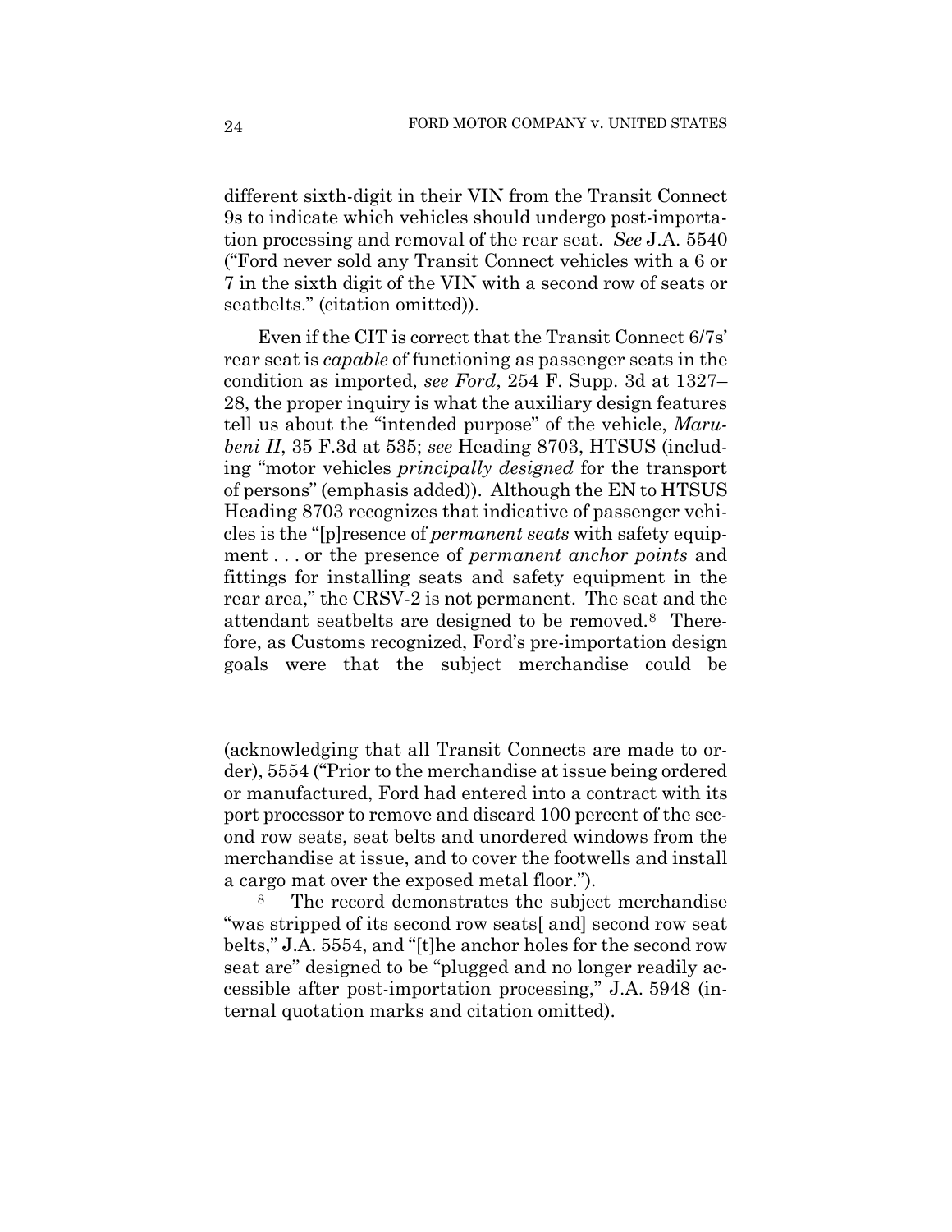different sixth-digit in their VIN from the Transit Connect 9s to indicate which vehicles should undergo post-importation processing and removal of the rear seat. *See* J.A. 5540 ("Ford never sold any Transit Connect vehicles with a 6 or 7 in the sixth digit of the VIN with a second row of seats or seatbelts." (citation omitted)).

Even if the CIT is correct that the Transit Connect 6/7s' rear seat is *capable* of functioning as passenger seats in the condition as imported, *see Ford*, 254 F. Supp. 3d at 1327–28, the proper inquiry is what the auxiliary design features tell us about the "intended purpose" of the vehicle, *Marubeni II*, 35 F.3d at 535; *see* Heading 8703, HTSUS (including "motor vehicles *principally designed* for the transport of persons" (emphasis added)). Although the EN to HTSUS Heading 8703 recognizes that indicative of passenger vehicles is the "[p]resence of *permanent seats* with safety equipment . . . or the presence of *permanent anchor points* and fittings for installing seats and safety equipment in the rear area," the CRSV-2 is not permanent. The seat and the attendant seatbelts are designed to be removed.[8] Therefore, as Customs recognized, Ford's pre-importation design goals were that the subject merchandise could be

---

(acknowledging that all Transit Connects are made to order), 5554 ("Prior to the merchandise at issue being ordered or manufactured, Ford had entered into a contract with its port processor to remove and discard 100 percent of the second row seats, seat belts and unordered windows from the merchandise at issue, and to cover the footwells and install a cargo mat over the exposed metal floor.").

[8] The record demonstrates the subject merchandise "was stripped of its second row seats[ and] second row seat belts," J.A. 5554, and "[t]he anchor holes for the second row seat are" designed to be "plugged and no longer readily accessible after post-importation processing," J.A. 5948 (internal quotation marks and citation omitted).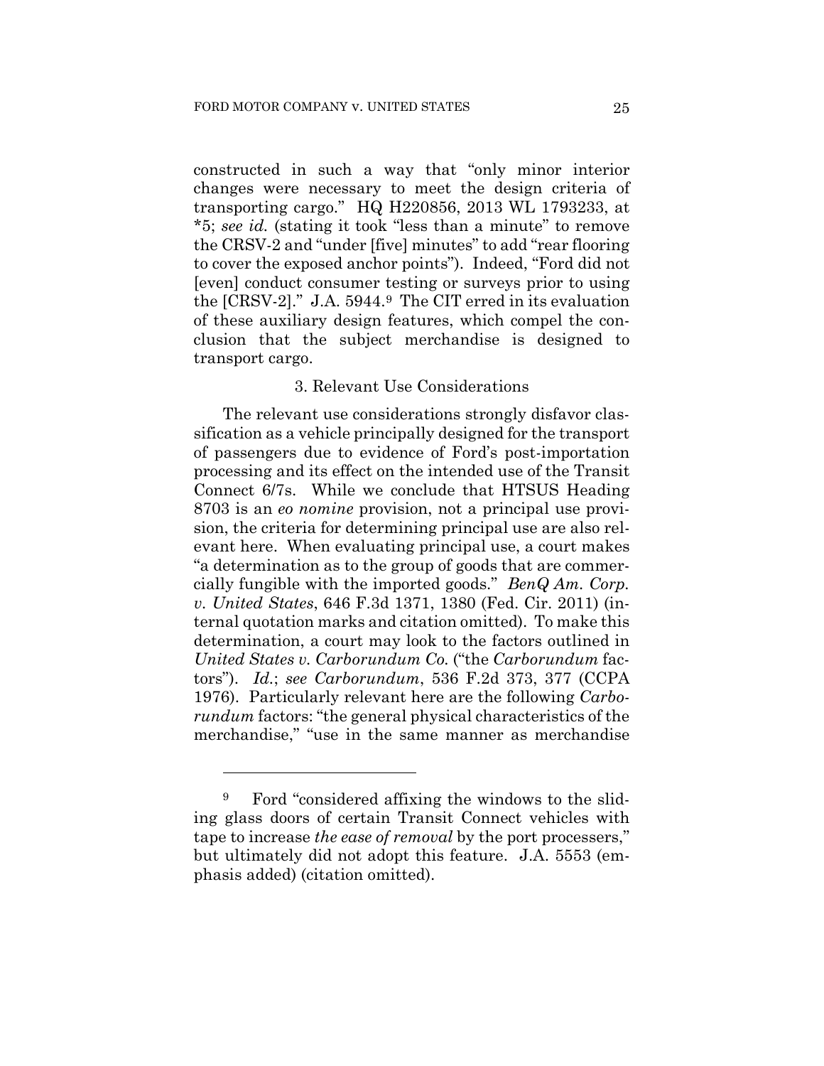constructed in such a way that "only minor interior changes were necessary to meet the design criteria of transporting cargo." HQ H220856, 2013 WL 1793233, at *5; *see id.* (stating it took "less than a minute" to remove the CRSV-2 and "under [five] minutes" to add "rear flooring to cover the exposed anchor points"). Indeed, "Ford did not [even] conduct consumer testing or surveys prior to using the [CRSV-2]." J.A. 5944.[9] The CIT erred in its evaluation of these auxiliary design features, which compel the conclusion that the subject merchandise is designed to transport cargo.

### 3. Relevant Use Considerations

The relevant use considerations strongly disfavor classification as a vehicle principally designed for the transport of passengers due to evidence of Ford's post-importation processing and its effect on the intended use of the Transit Connect 6/7s. While we conclude that HTSUS Heading 8703 is an *eo nomine* provision, not a principal use provision, the criteria for determining principal use are also relevant here. When evaluating principal use, a court makes "a determination as to the group of goods that are commercially fungible with the imported goods." *BenQ Am. Corp. v. United States*, 646 F.3d 1371, 1380 (Fed. Cir. 2011) (internal quotation marks and citation omitted). To make this determination, a court may look to the factors outlined in *United States v. Carborundum Co.* ("the *Carborundum* factors"). *Id.*; *see Carborundum*, 536 F.2d 373, 377 (CCPA 1976). Particularly relevant here are the following *Carborundum* factors: "the general physical characteristics of the merchandise," "use in the same manner as merchandise

---

[9] Ford "considered affixing the windows to the sliding glass doors of certain Transit Connect vehicles with tape to increase *the ease of removal* by the port processers," but ultimately did not adopt this feature. J.A. 5553 (emphasis added) (citation omitted).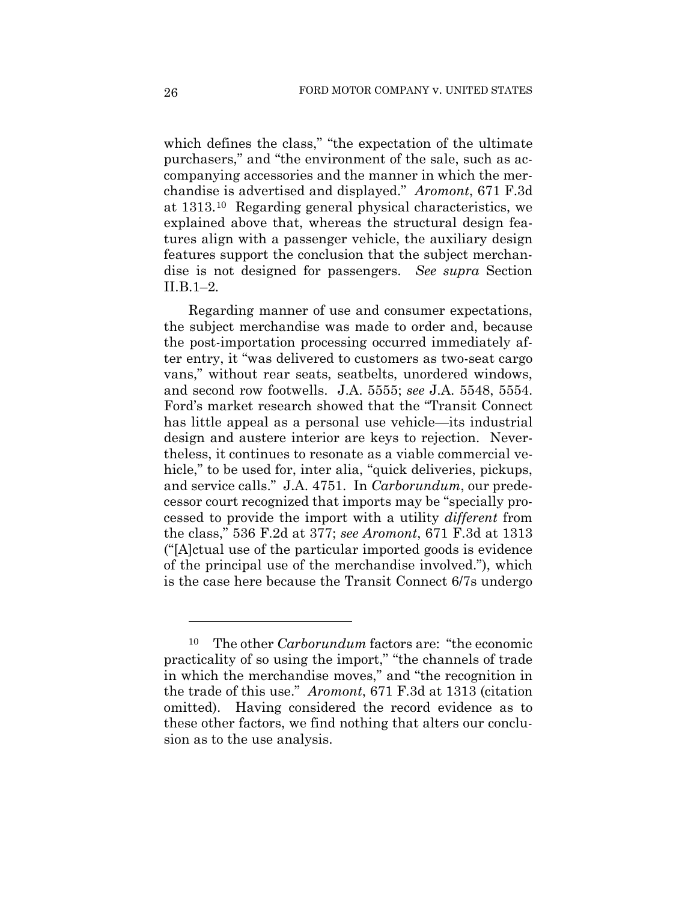which defines the class," "the expectation of the ultimate purchasers," and "the environment of the sale, such as accompanying accessories and the manner in which the merchandise is advertised and displayed." *Aromont*, 671 F.3d at 1313.[10] Regarding general physical characteristics, we explained above that, whereas the structural design features align with a passenger vehicle, the auxiliary design features support the conclusion that the subject merchandise is not designed for passengers. *See supra* Section II.B.1–2.

Regarding manner of use and consumer expectations, the subject merchandise was made to order and, because the post-importation processing occurred immediately after entry, it "was delivered to customers as two-seat cargo vans," without rear seats, seatbelts, unordered windows, and second row footwells. J.A. 5555; *see* J.A. 5548, 5554. Ford's market research showed that the "Transit Connect has little appeal as a personal use vehicle—its industrial design and austere interior are keys to rejection. Nevertheless, it continues to resonate as a viable commercial vehicle," to be used for, inter alia, "quick deliveries, pickups, and service calls." J.A. 4751. In *Carborundum*, our predecessor court recognized that imports may be "specially processed to provide the import with a utility *different* from the class," 536 F.2d at 377; *see Aromont*, 671 F.3d at 1313 ("[A]ctual use of the particular imported goods is evidence of the principal use of the merchandise involved."), which is the case here because the Transit Connect 6/7s undergo

---

[10] The other *Carborundum* factors are: "the economic practicality of so using the import," "the channels of trade in which the merchandise moves," and "the recognition in the trade of this use." *Aromont*, 671 F.3d at 1313 (citation omitted). Having considered the record evidence as to these other factors, we find nothing that alters our conclusion as to the use analysis.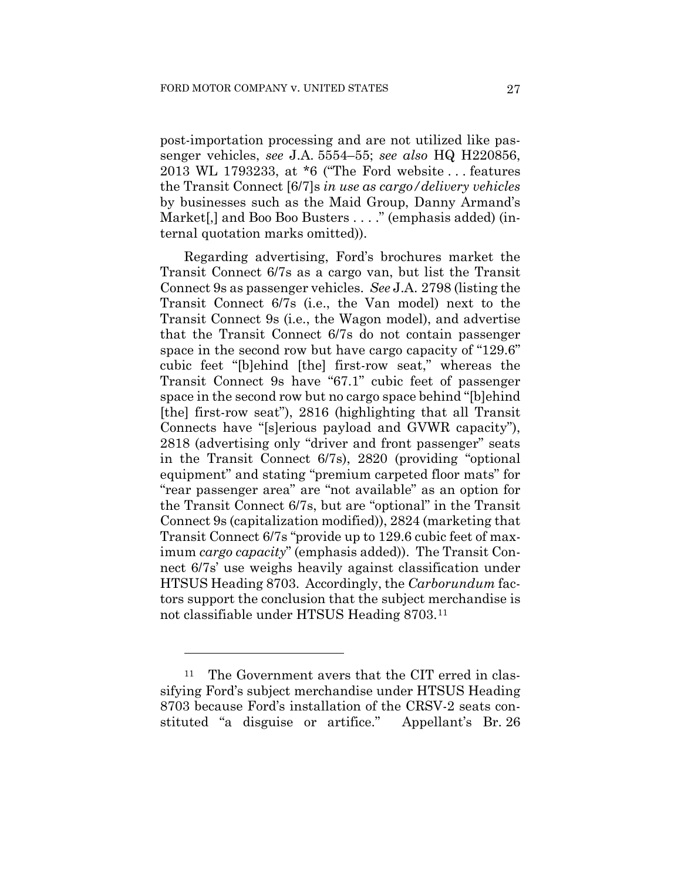post-importation processing and are not utilized like passenger vehicles, *see* J.A. 5554–55; *see also* HQ H220856, 2013 WL 1793233, at *6 ("The Ford website . . . features the Transit Connect [6/7]s *in use as cargo/delivery vehicles* by businesses such as the Maid Group, Danny Armand's Market[,] and Boo Boo Busters . . . ." (emphasis added) (internal quotation marks omitted)).

Regarding advertising, Ford's brochures market the Transit Connect 6/7s as a cargo van, but list the Transit Connect 9s as passenger vehicles. *See* J.A. 2798 (listing the Transit Connect 6/7s (i.e., the Van model) next to the Transit Connect 9s (i.e., the Wagon model), and advertise that the Transit Connect 6/7s do not contain passenger space in the second row but have cargo capacity of "129.6" cubic feet "[b]ehind [the] first-row seat," whereas the Transit Connect 9s have "67.1" cubic feet of passenger space in the second row but no cargo space behind "[b]ehind [the] first-row seat"), 2816 (highlighting that all Transit Connects have "[s]erious payload and GVWR capacity"), 2818 (advertising only "driver and front passenger" seats in the Transit Connect 6/7s), 2820 (providing "optional equipment" and stating "premium carpeted floor mats" for "rear passenger area" are "not available" as an option for the Transit Connect 6/7s, but are "optional" in the Transit Connect 9s (capitalization modified)), 2824 (marketing that Transit Connect 6/7s "provide up to 129.6 cubic feet of maximum *cargo capacity*" (emphasis added)). The Transit Connect 6/7s' use weighs heavily against classification under HTSUS Heading 8703. Accordingly, the *Carborundum* factors support the conclusion that the subject merchandise is not classifiable under HTSUS Heading 8703.[11]

---

[11] The Government avers that the CIT erred in classifying Ford's subject merchandise under HTSUS Heading 8703 because Ford's installation of the CRSV-2 seats constituted "a disguise or artifice." Appellant's Br. 26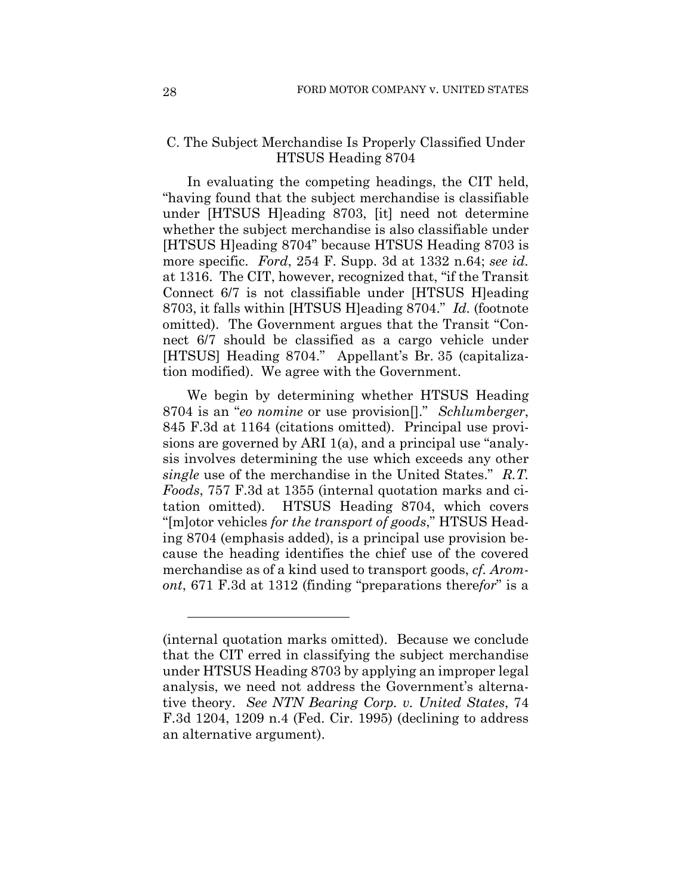### C. The Subject Merchandise Is Properly Classified Under HTSUS Heading 8704

In evaluating the competing headings, the CIT held, "having found that the subject merchandise is classifiable under [HTSUS H]eading 8703, [it] need not determine whether the subject merchandise is also classifiable under [HTSUS H]eading 8704" because HTSUS Heading 8703 is more specific. *Ford*, 254 F. Supp. 3d at 1332 n.64; *see id.* at 1316. The CIT, however, recognized that, "if the Transit Connect 6/7 is not classifiable under [HTSUS H]eading 8703, it falls within [HTSUS H]eading 8704." *Id.* (footnote omitted). The Government argues that the Transit "Connect 6/7 should be classified as a cargo vehicle under [HTSUS] Heading 8704." Appellant's Br. 35 (capitalization modified). We agree with the Government.

We begin by determining whether HTSUS Heading 8704 is an "*eo nomine* or use provision[]." *Schlumberger*, 845 F.3d at 1164 (citations omitted). Principal use provisions are governed by ARI 1(a), and a principal use "analysis involves determining the use which exceeds any other *single* use of the merchandise in the United States." *R.T. Foods*, 757 F.3d at 1355 (internal quotation marks and citation omitted). HTSUS Heading 8704, which covers "[m]otor vehicles *for the transport of goods*," HTSUS Heading 8704 (emphasis added), is a principal use provision because the heading identifies the chief use of the covered merchandise as of a kind used to transport goods, *cf. Aromont*, 671 F.3d at 1312 (finding "preparations there*for*" is a

---

(internal quotation marks omitted). Because we conclude that the CIT erred in classifying the subject merchandise under HTSUS Heading 8703 by applying an improper legal analysis, we need not address the Government's alternative theory. *See NTN Bearing Corp. v. United States*, 74 F.3d 1204, 1209 n.4 (Fed. Cir. 1995) (declining to address an alternative argument).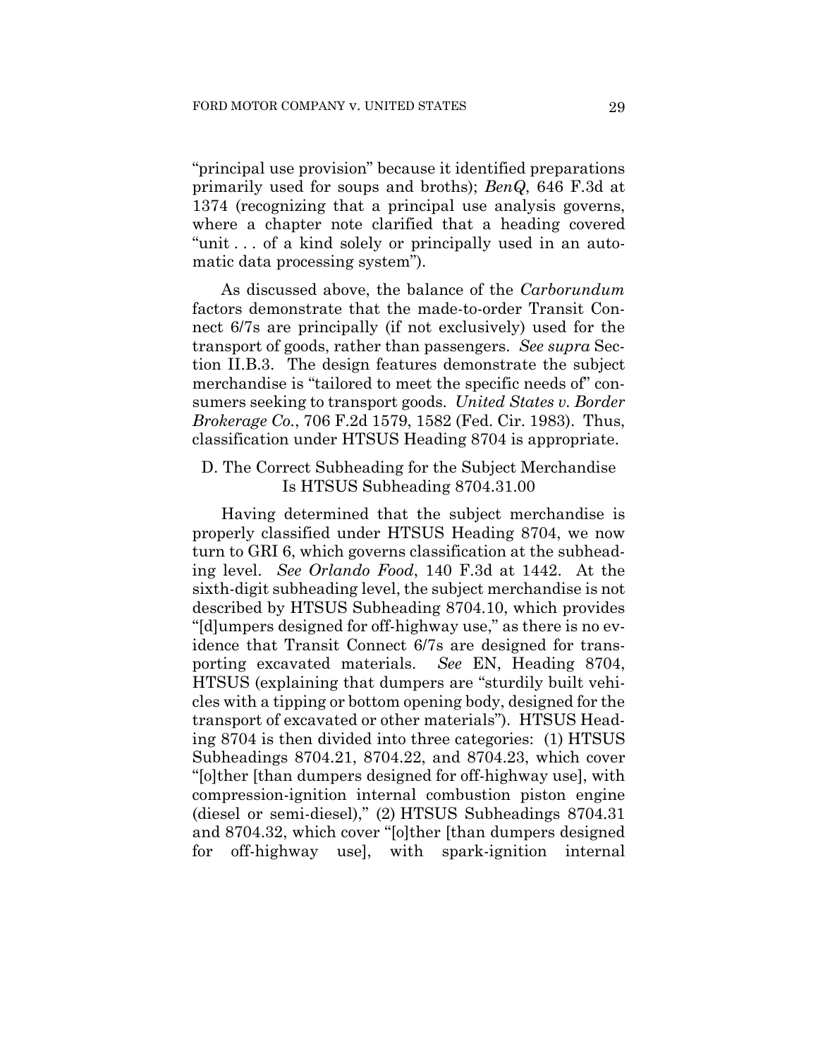"principal use provision" because it identified preparations primarily used for soups and broths); *BenQ*, 646 F.3d at 1374 (recognizing that a principal use analysis governs, where a chapter note clarified that a heading covered "unit . . . of a kind solely or principally used in an automatic data processing system").

As discussed above, the balance of the *Carborundum* factors demonstrate that the made-to-order Transit Connect 6/7s are principally (if not exclusively) used for the transport of goods, rather than passengers. *See supra* Section II.B.3. The design features demonstrate the subject merchandise is "tailored to meet the specific needs of" consumers seeking to transport goods. *United States v. Border Brokerage Co.*, 706 F.2d 1579, 1582 (Fed. Cir. 1983). Thus, classification under HTSUS Heading 8704 is appropriate.

### D. The Correct Subheading for the Subject Merchandise Is HTSUS Subheading 8704.31.00

Having determined that the subject merchandise is properly classified under HTSUS Heading 8704, we now turn to GRI 6, which governs classification at the subheading level. *See Orlando Food*, 140 F.3d at 1442. At the sixth-digit subheading level, the subject merchandise is not described by HTSUS Subheading 8704.10, which provides "[d]umpers designed for off-highway use," as there is no evidence that Transit Connect 6/7s are designed for transporting excavated materials. *See* EN, Heading 8704, HTSUS (explaining that dumpers are "sturdily built vehicles with a tipping or bottom opening body, designed for the transport of excavated or other materials"). HTSUS Heading 8704 is then divided into three categories: (1) HTSUS Subheadings 8704.21, 8704.22, and 8704.23, which cover "[o]ther [than dumpers designed for off-highway use], with compression-ignition internal combustion piston engine (diesel or semi-diesel)," (2) HTSUS Subheadings 8704.31 and 8704.32, which cover "[o]ther [than dumpers designed for off-highway use], with spark-ignition internal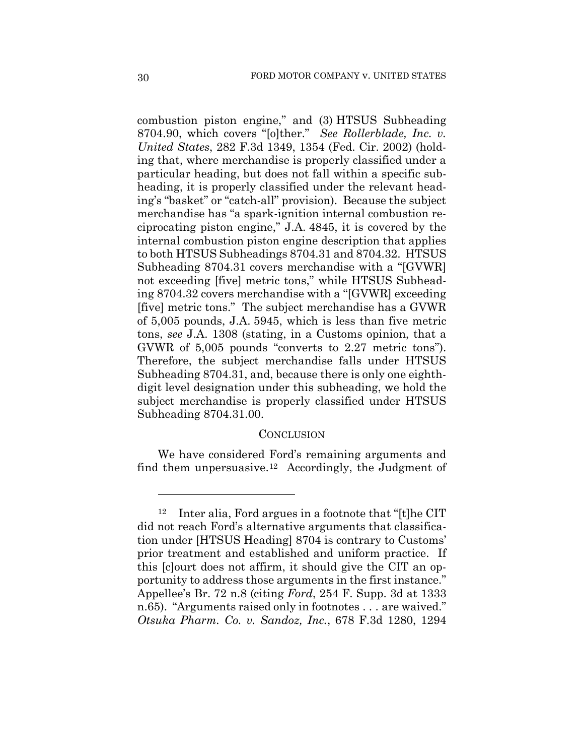combustion piston engine," and (3) HTSUS Subheading 8704.90, which covers "[o]ther." *See Rollerblade, Inc. v. United States*, 282 F.3d 1349, 1354 (Fed. Cir. 2002) (holding that, where merchandise is properly classified under a particular heading, but does not fall within a specific subheading, it is properly classified under the relevant heading's "basket" or "catch-all" provision). Because the subject merchandise has "a spark-ignition internal combustion reciprocating piston engine," J.A. 4845, it is covered by the internal combustion piston engine description that applies to both HTSUS Subheadings 8704.31 and 8704.32. HTSUS Subheading 8704.31 covers merchandise with a "[GVWR] not exceeding [five] metric tons," while HTSUS Subheading 8704.32 covers merchandise with a "[GVWR] exceeding [five] metric tons." The subject merchandise has a GVWR of 5,005 pounds, J.A. 5945, which is less than five metric tons, *see* J.A. 1308 (stating, in a Customs opinion, that a GVWR of 5,005 pounds "converts to 2.27 metric tons"). Therefore, the subject merchandise falls under HTSUS Subheading 8704.31, and, because there is only one eighth-digit level designation under this subheading, we hold the subject merchandise is properly classified under HTSUS Subheading 8704.31.00.

## CONCLUSION

We have considered Ford's remaining arguments and find them unpersuasive.[12] Accordingly, the Judgment of

---

[12] Inter alia, Ford argues in a footnote that "[t]he CIT did not reach Ford's alternative arguments that classification under [HTSUS Heading] 8704 is contrary to Customs' prior treatment and established and uniform practice. If this [c]ourt does not affirm, it should give the CIT an opportunity to address those arguments in the first instance." Appellee's Br. 72 n.8 (citing *Ford*, 254 F. Supp. 3d at 1333 n.65). "Arguments raised only in footnotes . . . are waived." *Otsuka Pharm. Co. v. Sandoz, Inc.*, 678 F.3d 1280, 1294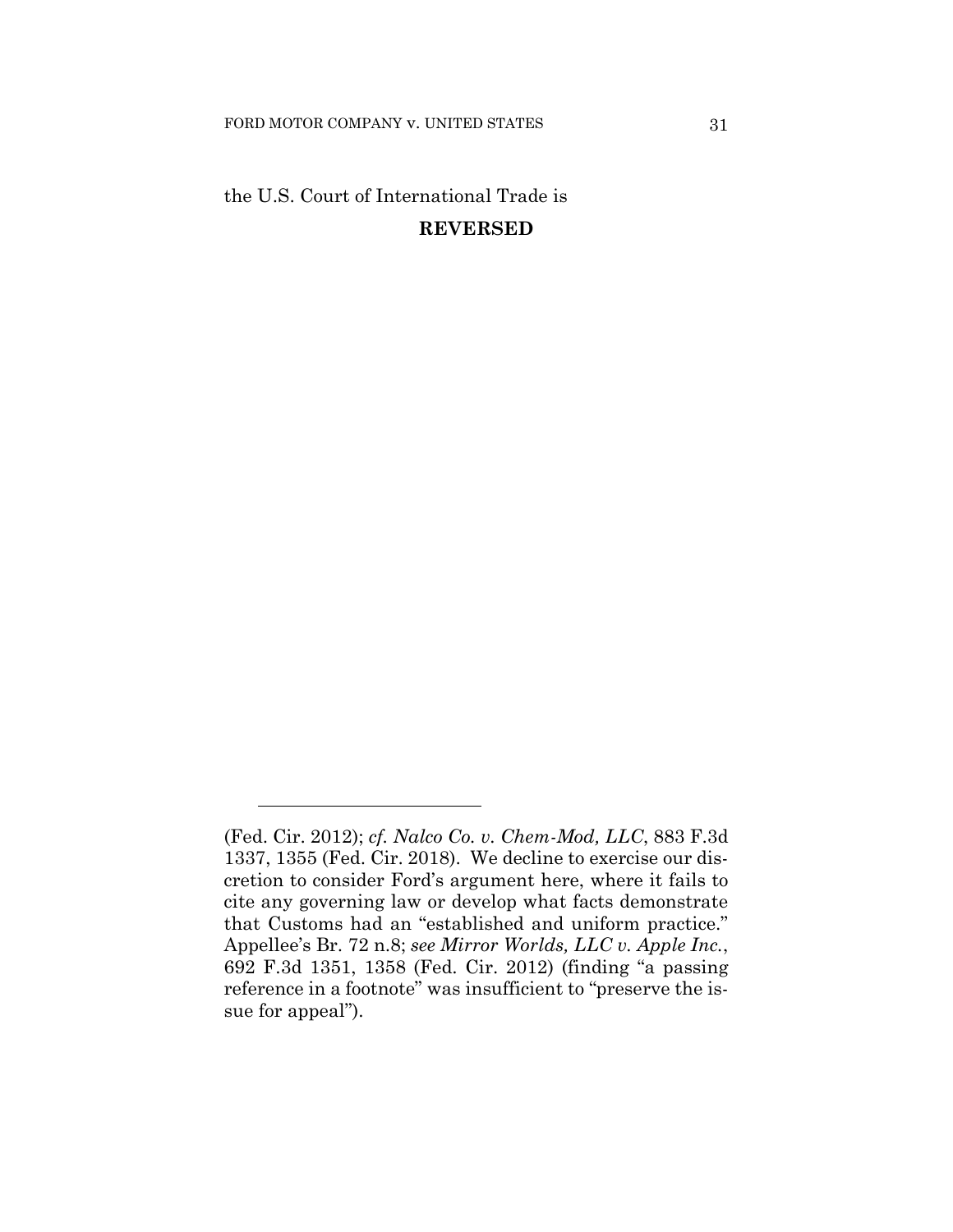the U.S. Court of International Trade is

**REVERSED**

---

(Fed. Cir. 2012); *cf. Nalco Co. v. Chem-Mod, LLC*, 883 F.3d 1337, 1355 (Fed. Cir. 2018). We decline to exercise our discretion to consider Ford's argument here, where it fails to cite any governing law or develop what facts demonstrate that Customs had an "established and uniform practice." Appellee's Br. 72 n.8; *see Mirror Worlds, LLC v. Apple Inc.*, 692 F.3d 1351, 1358 (Fed. Cir. 2012) (finding "a passing reference in a footnote" was insufficient to "preserve the issue for appeal").